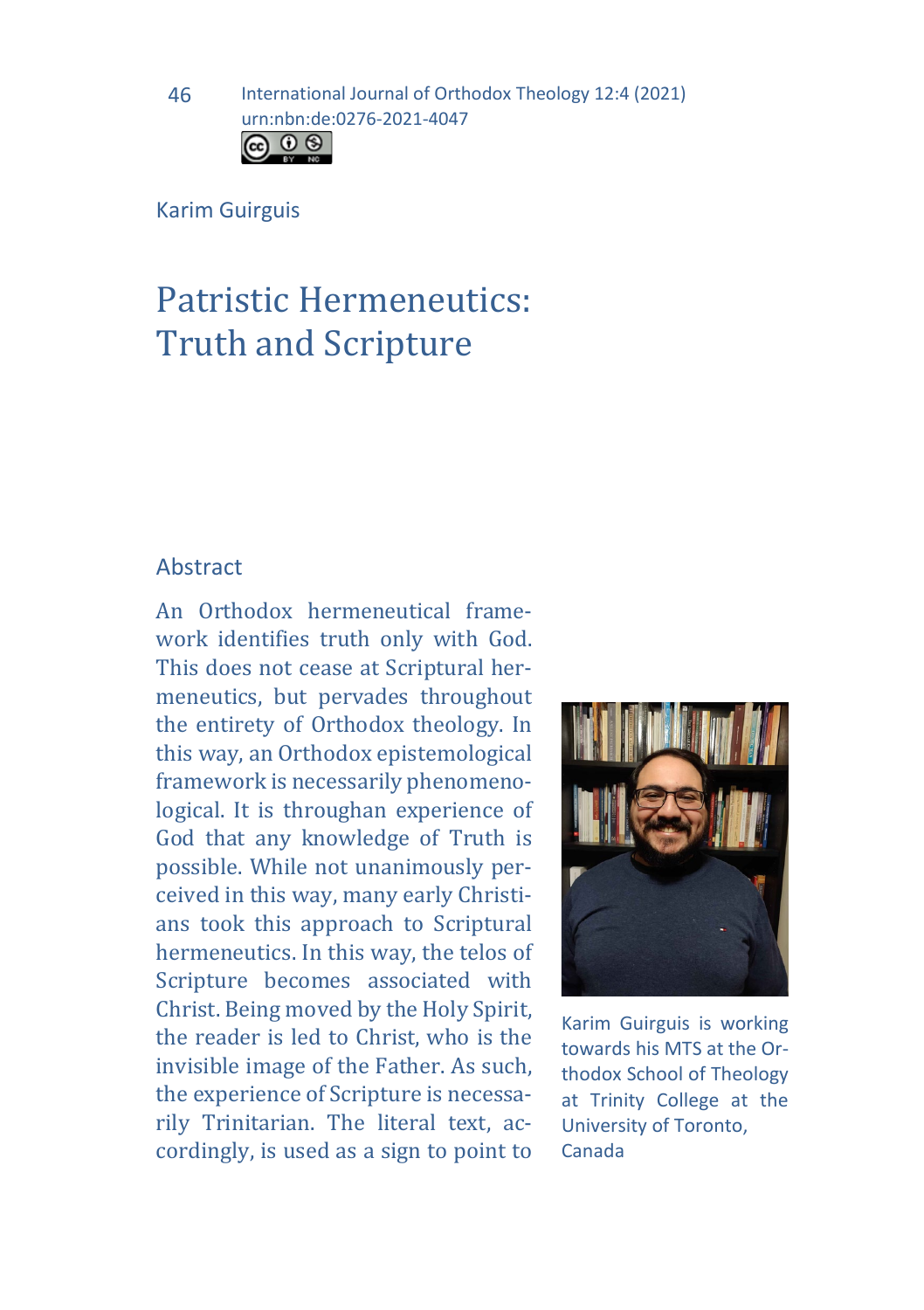Karim Guirguis

# Patristic Hermeneutics: Truth and Scripture

## Abstract

An Orthodox hermeneutical framework identifies truth only with God. This does not cease at Scriptural hermeneutics, but pervades throughout the entirety of Orthodox theology. In this way, an Orthodox epistemological framework is necessarily phenomenological. It is throughan experience of God that any knowledge of Truth is possible. While not unanimously perceived in this way, many early Christians took this approach to Scriptural hermeneutics. In this way, the telos of Scripture becomes associated with Christ. Being moved by the Holy Spirit, the reader is led to Christ, who is the invisible image of the Father. As such, the experience of Scripture is necessarily Trinitarian. The literal text, accordingly, is used as a sign to point to

Karim Guirguis is working towards his MTS at the Orthodox School of Theology at Trinity College at the University of Toronto, Canada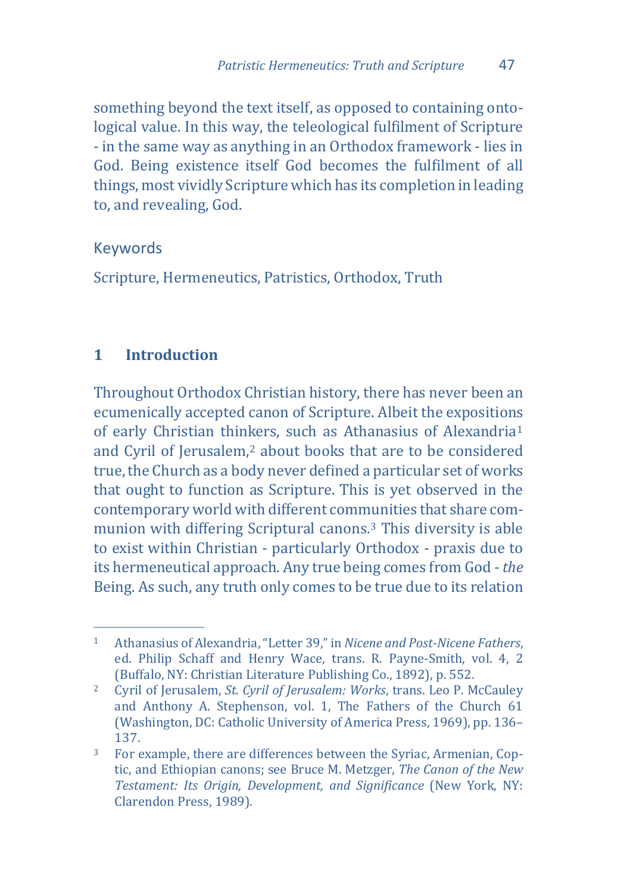something beyond the text itself, as opposed to containing ontological value. In this way, the teleological fulfilment of Scripture - in the same way as anything in an Orthodox framework - lies in God. Being existence itself God becomes the fulfilment of all things, most vividly Scripture which has its completion in leading to, and revealing, God.

Keywords

Scripture, Hermeneutics, Patristics, Orthodox, Truth

## 1 Introduction

Throughout Orthodox Christian history, there has never been an ecumenically accepted canon of Scripture. Albeit the expositions of early Christian thinkers, such as Athanasius of Alexandria[1] and Cyril of Jerusalem,[2] about books that are to be considered true, the Church as a body never defined a particular set of works that ought to function as Scripture. This is yet observed in the contemporary world with different communities that share communion with differing Scriptural canons.[3] This diversity is able to exist within Christian - particularly Orthodox - praxis due to its hermeneutical approach. Any true being comes from God - *the* Being. As such, any truth only comes to be true due to its relation

---

[1] Athanasius of Alexandria, "Letter 39," in *Nicene and Post-Nicene Fathers*, ed. Philip Schaff and Henry Wace, trans. R. Payne-Smith, vol. 4, 2 (Buffalo, NY: Christian Literature Publishing Co., 1892), p. 552.

[2] Cyril of Jerusalem, *St. Cyril of Jerusalem: Works*, trans. Leo P. McCauley and Anthony A. Stephenson, vol. 1, The Fathers of the Church 61 (Washington, DC: Catholic University of America Press, 1969), pp. 136–137.

[3] For example, there are differences between the Syriac, Armenian, Coptic, and Ethiopian canons; see Bruce M. Metzger, *The Canon of the New Testament: Its Origin, Development, and Significance* (New York, NY: Clarendon Press, 1989).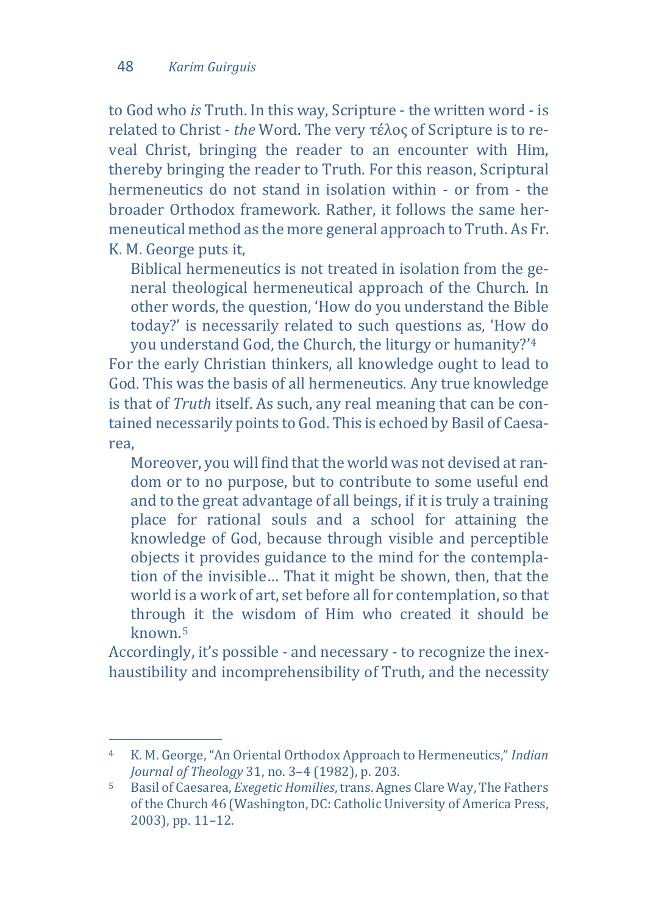to God who *is* Truth. In this way, Scripture - the written word - is related to Christ - *the* Word. The very τέλος of Scripture is to reveal Christ, bringing the reader to an encounter with Him, thereby bringing the reader to Truth. For this reason, Scriptural hermeneutics do not stand in isolation within - or from - the broader Orthodox framework. Rather, it follows the same hermeneutical method as the more general approach to Truth. As Fr. K. M. George puts it,

> Biblical hermeneutics is not treated in isolation from the general theological hermeneutical approach of the Church. In other words, the question, 'How do you understand the Bible today?' is necessarily related to such questions as, 'How do you understand God, the Church, the liturgy or humanity?'[4]

For the early Christian thinkers, all knowledge ought to lead to God. This was the basis of all hermeneutics. Any true knowledge is that of *Truth* itself. As such, any real meaning that can be contained necessarily points to God. This is echoed by Basil of Caesarea,

> Moreover, you will find that the world was not devised at random or to no purpose, but to contribute to some useful end and to the great advantage of all beings, if it is truly a training place for rational souls and a school for attaining the knowledge of God, because through visible and perceptible objects it provides guidance to the mind for the contemplation of the invisible… That it might be shown, then, that the world is a work of art, set before all for contemplation, so that through it the wisdom of Him who created it should be known.[5]

Accordingly, it's possible - and necessary - to recognize the inexhaustibility and incomprehensibility of Truth, and the necessity

---

[4] K. M. George, "An Oriental Orthodox Approach to Hermeneutics," *Indian Journal of Theology* 31, no. 3–4 (1982), p. 203.

[5] Basil of Caesarea, *Exegetic Homilies*, trans. Agnes Clare Way, The Fathers of the Church 46 (Washington, DC: Catholic University of America Press, 2003), pp. 11–12.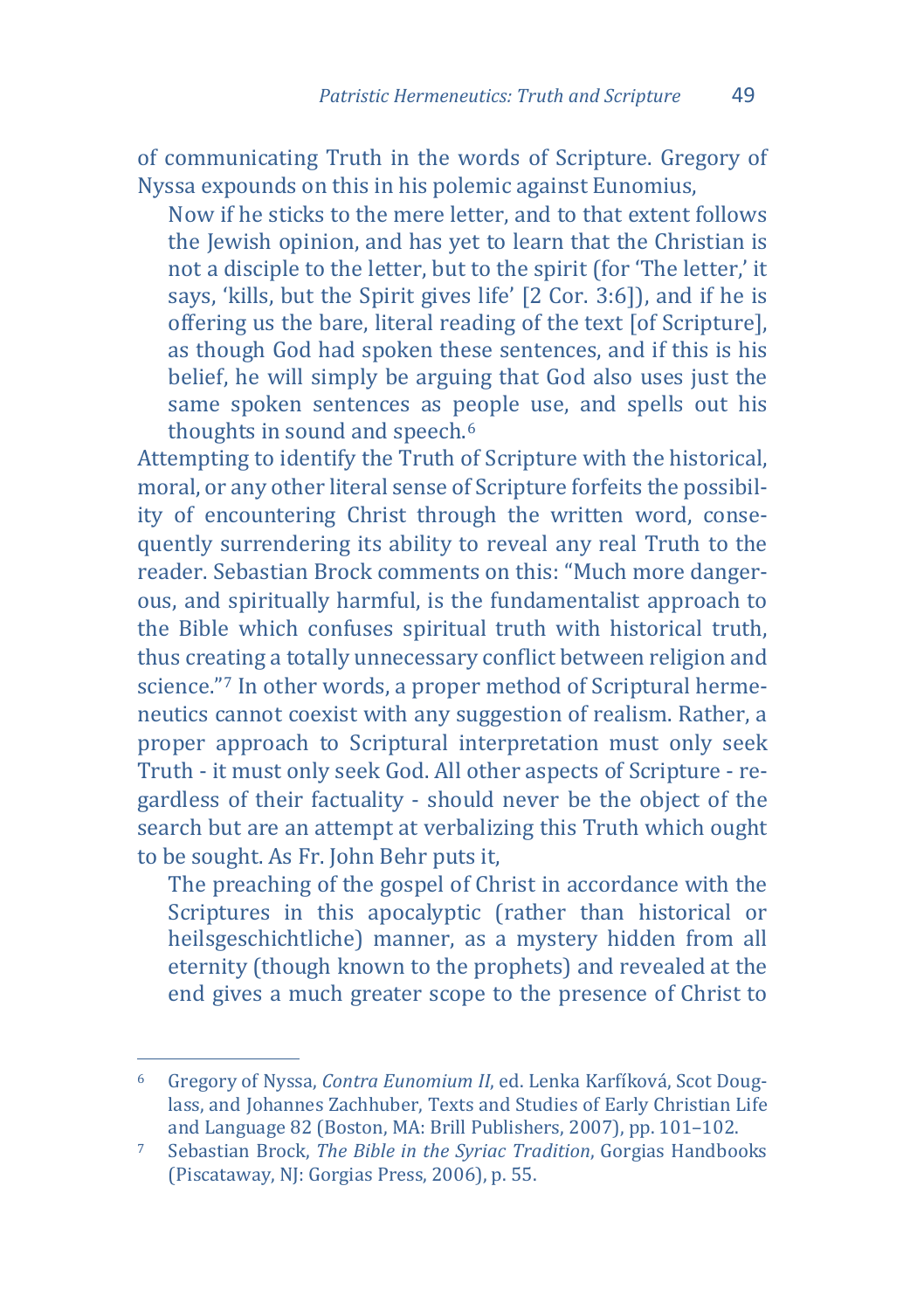of communicating Truth in the words of Scripture. Gregory of Nyssa expounds on this in his polemic against Eunomius,

> Now if he sticks to the mere letter, and to that extent follows the Jewish opinion, and has yet to learn that the Christian is not a disciple to the letter, but to the spirit (for 'The letter,' it says, 'kills, but the Spirit gives life' [2 Cor. 3:6]), and if he is offering us the bare, literal reading of the text [of Scripture], as though God had spoken these sentences, and if this is his belief, he will simply be arguing that God also uses just the same spoken sentences as people use, and spells out his thoughts in sound and speech.[6]

Attempting to identify the Truth of Scripture with the historical, moral, or any other literal sense of Scripture forfeits the possibility of encountering Christ through the written word, consequently surrendering its ability to reveal any real Truth to the reader. Sebastian Brock comments on this: "Much more dangerous, and spiritually harmful, is the fundamentalist approach to the Bible which confuses spiritual truth with historical truth, thus creating a totally unnecessary conflict between religion and science."[7] In other words, a proper method of Scriptural hermeneutics cannot coexist with any suggestion of realism. Rather, a proper approach to Scriptural interpretation must only seek Truth - it must only seek God. All other aspects of Scripture - regardless of their factuality - should never be the object of the search but are an attempt at verbalizing this Truth which ought to be sought. As Fr. John Behr puts it,

> The preaching of the gospel of Christ in accordance with the Scriptures in this apocalyptic (rather than historical or heilsgeschichtliche) manner, as a mystery hidden from all eternity (though known to the prophets) and revealed at the end gives a much greater scope to the presence of Christ to

---

[6] Gregory of Nyssa, *Contra Eunomium II*, ed. Lenka Karfíková, Scot Douglass, and Johannes Zachhuber, Texts and Studies of Early Christian Life and Language 82 (Boston, MA: Brill Publishers, 2007), pp. 101–102.

[7] Sebastian Brock, *The Bible in the Syriac Tradition*, Gorgias Handbooks (Piscataway, NJ: Gorgias Press, 2006), p. 55.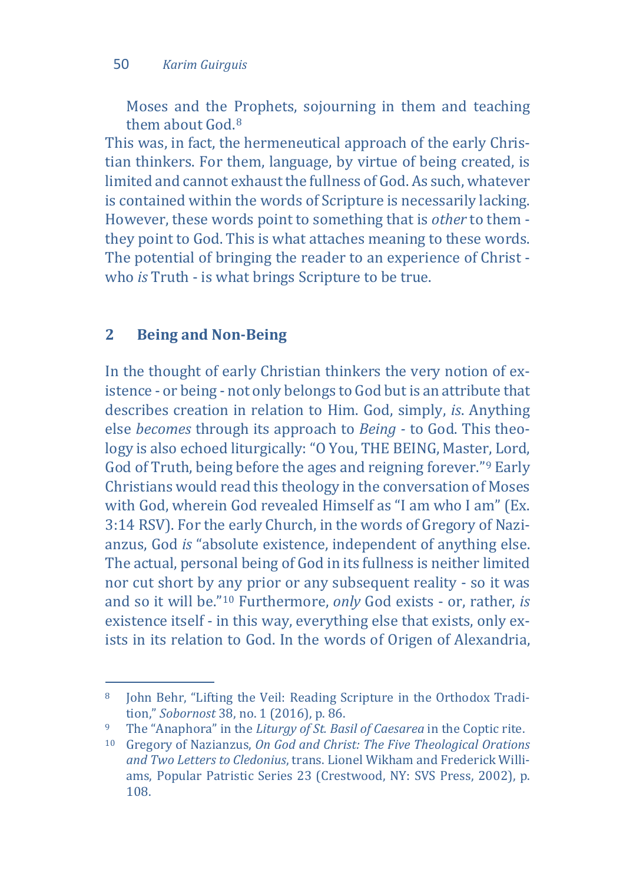Moses and the Prophets, sojourning in them and teaching them about God.[8]

This was, in fact, the hermeneutical approach of the early Christian thinkers. For them, language, by virtue of being created, is limited and cannot exhaust the fullness of God. As such, whatever is contained within the words of Scripture is necessarily lacking. However, these words point to something that is *other* to them - they point to God. This is what attaches meaning to these words. The potential of bringing the reader to an experience of Christ - who *is* Truth - is what brings Scripture to be true.

## 2 Being and Non-Being

In the thought of early Christian thinkers the very notion of existence - or being - not only belongs to God but is an attribute that describes creation in relation to Him. God, simply, *is*. Anything else *becomes* through its approach to *Being* - to God. This theology is also echoed liturgically: "O You, THE BEING, Master, Lord, God of Truth, being before the ages and reigning forever."[9] Early Christians would read this theology in the conversation of Moses with God, wherein God revealed Himself as "I am who I am" (Ex. 3:14 RSV). For the early Church, in the words of Gregory of Nazianzus, God *is* "absolute existence, independent of anything else. The actual, personal being of God in its fullness is neither limited nor cut short by any prior or any subsequent reality - so it was and so it will be."[10] Furthermore, *only* God exists - or, rather, *is* existence itself - in this way, everything else that exists, only exists in its relation to God. In the words of Origen of Alexandria,

---

[8] John Behr, "Lifting the Veil: Reading Scripture in the Orthodox Tradition," *Sobornost* 38, no. 1 (2016), p. 86.

[9] The "Anaphora" in the *Liturgy of St. Basil of Caesarea* in the Coptic rite.

[10] Gregory of Nazianzus, *On God and Christ: The Five Theological Orations and Two Letters to Cledonius*, trans. Lionel Wikham and Frederick Williams, Popular Patristic Series 23 (Crestwood, NY: SVS Press, 2002), p. 108.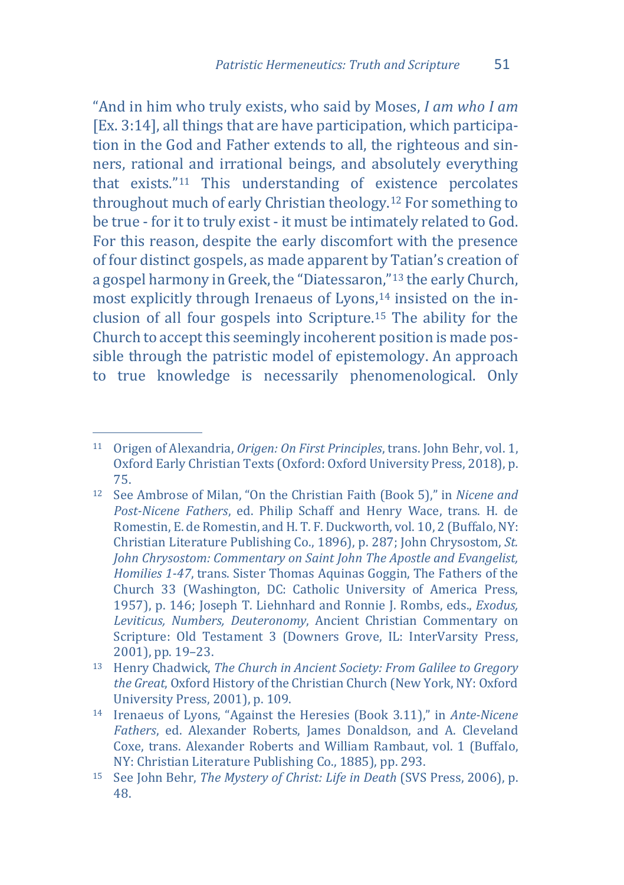"And in him who truly exists, who said by Moses, *I am who I am* [Ex. 3:14], all things that are have participation, which participation in the God and Father extends to all, the righteous and sinners, rational and irrational beings, and absolutely everything that exists."[11] This understanding of existence percolates throughout much of early Christian theology.[12] For something to be true - for it to truly exist - it must be intimately related to God. For this reason, despite the early discomfort with the presence of four distinct gospels, as made apparent by Tatian's creation of a gospel harmony in Greek, the "Diatessaron,"[13] the early Church, most explicitly through Irenaeus of Lyons,[14] insisted on the inclusion of all four gospels into Scripture.[15] The ability for the Church to accept this seemingly incoherent position is made possible through the patristic model of epistemology. An approach to true knowledge is necessarily phenomenological. Only

---

[11] Origen of Alexandria, *Origen: On First Principles*, trans. John Behr, vol. 1, Oxford Early Christian Texts (Oxford: Oxford University Press, 2018), p. 75.

[12] See Ambrose of Milan, "On the Christian Faith (Book 5)," in *Nicene and Post-Nicene Fathers*, ed. Philip Schaff and Henry Wace, trans. H. de Romestin, E. de Romestin, and H. T. F. Duckworth, vol. 10, 2 (Buffalo, NY: Christian Literature Publishing Co., 1896), p. 287; John Chrysostom, *St. John Chrysostom: Commentary on Saint John The Apostle and Evangelist, Homilies 1-47*, trans. Sister Thomas Aquinas Goggin, The Fathers of the Church 33 (Washington, DC: Catholic University of America Press, 1957), p. 146; Joseph T. Liehnhard and Ronnie J. Rombs, eds., *Exodus, Leviticus, Numbers, Deuteronomy*, Ancient Christian Commentary on Scripture: Old Testament 3 (Downers Grove, IL: InterVarsity Press, 2001), pp. 19–23.

[13] Henry Chadwick, *The Church in Ancient Society: From Galilee to Gregory the Great*, Oxford History of the Christian Church (New York, NY: Oxford University Press, 2001), p. 109.

[14] Irenaeus of Lyons, "Against the Heresies (Book 3.11)," in *Ante-Nicene Fathers*, ed. Alexander Roberts, James Donaldson, and A. Cleveland Coxe, trans. Alexander Roberts and William Rambaut, vol. 1 (Buffalo, NY: Christian Literature Publishing Co., 1885), pp. 293.

[15] See John Behr, *The Mystery of Christ: Life in Death* (SVS Press, 2006), p. 48.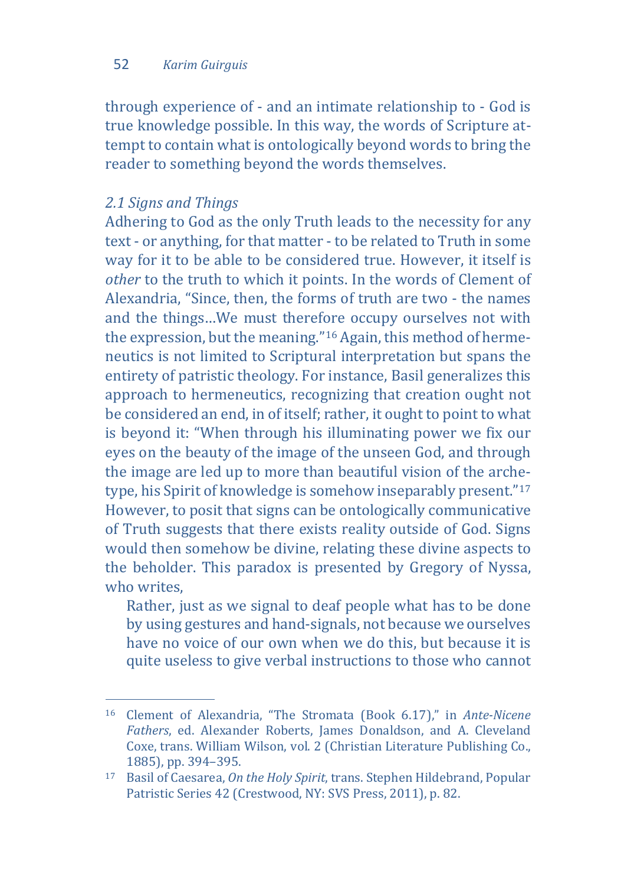through experience of - and an intimate relationship to - God is true knowledge possible. In this way, the words of Scripture attempt to contain what is ontologically beyond words to bring the reader to something beyond the words themselves.

### *2.1 Signs and Things*

Adhering to God as the only Truth leads to the necessity for any text - or anything, for that matter - to be related to Truth in some way for it to be able to be considered true. However, it itself is *other* to the truth to which it points. In the words of Clement of Alexandria, "Since, then, the forms of truth are two - the names and the things…We must therefore occupy ourselves not with the expression, but the meaning."[16] Again, this method of hermeneutics is not limited to Scriptural interpretation but spans the entirety of patristic theology. For instance, Basil generalizes this approach to hermeneutics, recognizing that creation ought not be considered an end, in of itself; rather, it ought to point to what is beyond it: "When through his illuminating power we fix our eyes on the beauty of the image of the unseen God, and through the image are led up to more than beautiful vision of the archetype, his Spirit of knowledge is somehow inseparably present."[17] However, to posit that signs can be ontologically communicative of Truth suggests that there exists reality outside of God. Signs would then somehow be divine, relating these divine aspects to the beholder. This paradox is presented by Gregory of Nyssa, who writes,

> Rather, just as we signal to deaf people what has to be done by using gestures and hand-signals, not because we ourselves have no voice of our own when we do this, but because it is quite useless to give verbal instructions to those who cannot

---

[16] Clement of Alexandria, "The Stromata (Book 6.17)," in *Ante-Nicene Fathers*, ed. Alexander Roberts, James Donaldson, and A. Cleveland Coxe, trans. William Wilson, vol. 2 (Christian Literature Publishing Co., 1885), pp. 394–395.

[17] Basil of Caesarea, *On the Holy Spirit*, trans. Stephen Hildebrand, Popular Patristic Series 42 (Crestwood, NY: SVS Press, 2011), p. 82.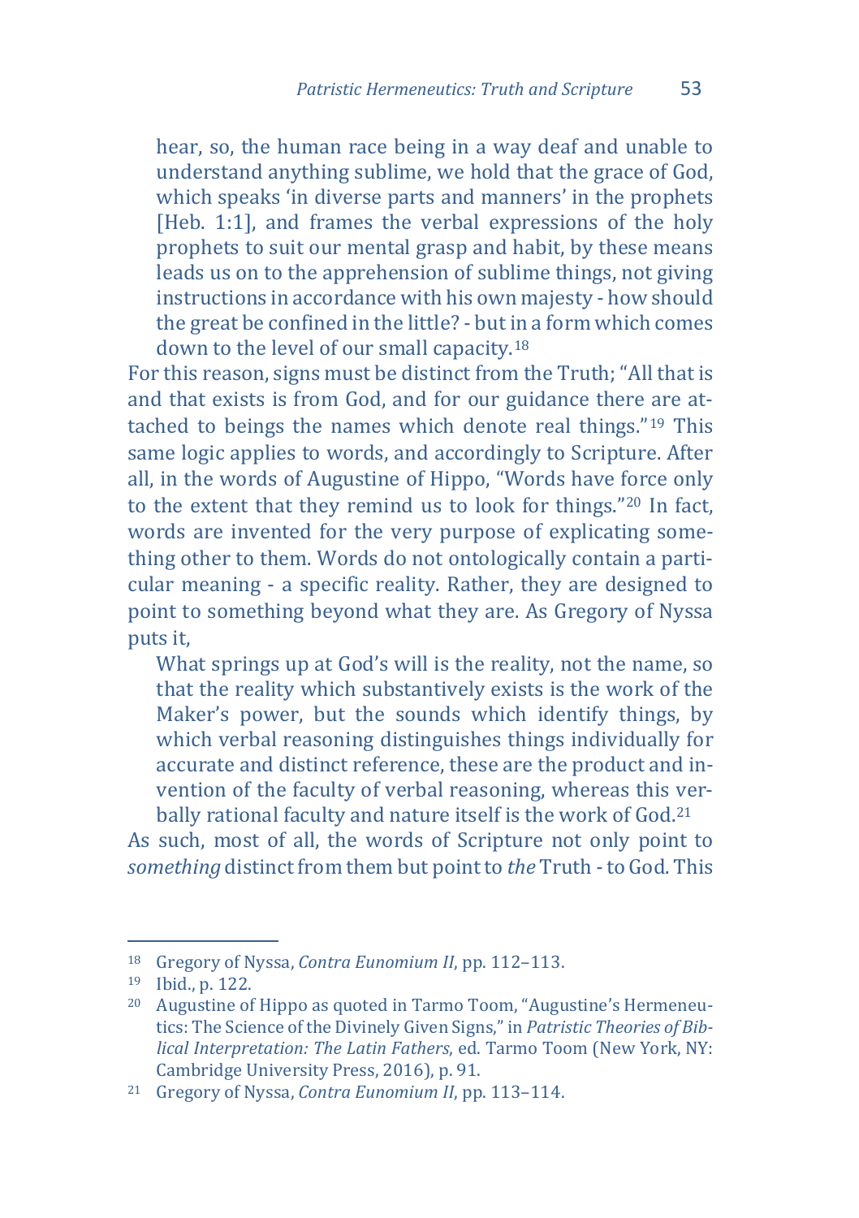> hear, so, the human race being in a way deaf and unable to understand anything sublime, we hold that the grace of God, which speaks 'in diverse parts and manners' in the prophets [Heb. 1:1], and frames the verbal expressions of the holy prophets to suit our mental grasp and habit, by these means leads us on to the apprehension of sublime things, not giving instructions in accordance with his own majesty - how should the great be confined in the little? - but in a form which comes down to the level of our small capacity.[18]

For this reason, signs must be distinct from the Truth; "All that is and that exists is from God, and for our guidance there are attached to beings the names which denote real things."[19] This same logic applies to words, and accordingly to Scripture. After all, in the words of Augustine of Hippo, "Words have force only to the extent that they remind us to look for things."[20] In fact, words are invented for the very purpose of explicating something other to them. Words do not ontologically contain a particular meaning - a specific reality. Rather, they are designed to point to something beyond what they are. As Gregory of Nyssa puts it,

> What springs up at God's will is the reality, not the name, so that the reality which substantively exists is the work of the Maker's power, but the sounds which identify things, by which verbal reasoning distinguishes things individually for accurate and distinct reference, these are the product and invention of the faculty of verbal reasoning, whereas this verbally rational faculty and nature itself is the work of God.[21]

As such, most of all, the words of Scripture not only point to *something* distinct from them but point to *the* Truth - to God. This

---

[18] Gregory of Nyssa, *Contra Eunomium II*, pp. 112–113.

[19] Ibid., p. 122.

[20] Augustine of Hippo as quoted in Tarmo Toom, "Augustine's Hermeneutics: The Science of the Divinely Given Signs," in *Patristic Theories of Biblical Interpretation: The Latin Fathers*, ed. Tarmo Toom (New York, NY: Cambridge University Press, 2016), p. 91.

[21] Gregory of Nyssa, *Contra Eunomium II*, pp. 113–114.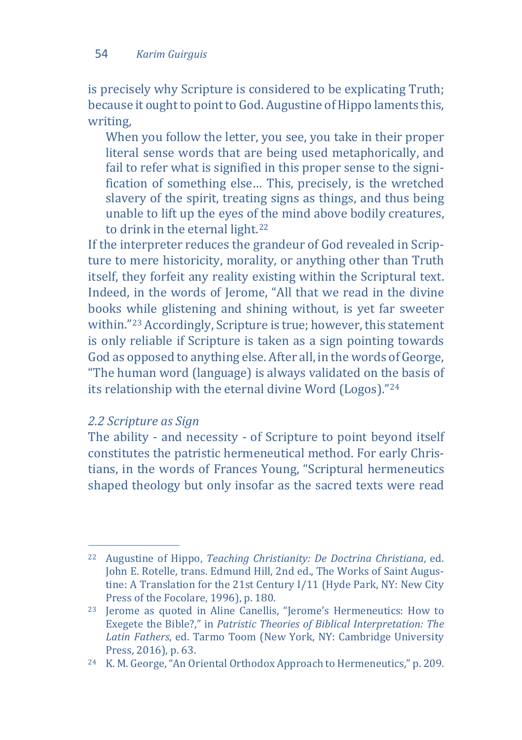is precisely why Scripture is considered to be explicating Truth; because it ought to point to God. Augustine of Hippo laments this, writing,

> When you follow the letter, you see, you take in their proper literal sense words that are being used metaphorically, and fail to refer what is signified in this proper sense to the signification of something else… This, precisely, is the wretched slavery of the spirit, treating signs as things, and thus being unable to lift up the eyes of the mind above bodily creatures, to drink in the eternal light.[22]

If the interpreter reduces the grandeur of God revealed in Scripture to mere historicity, morality, or anything other than Truth itself, they forfeit any reality existing within the Scriptural text. Indeed, in the words of Jerome, "All that we read in the divine books while glistening and shining without, is yet far sweeter within."[23] Accordingly, Scripture is true; however, this statement is only reliable if Scripture is taken as a sign pointing towards God as opposed to anything else. After all, in the words of George, "The human word (language) is always validated on the basis of its relationship with the eternal divine Word (Logos)."[24]

### *2.2 Scripture as Sign*

The ability - and necessity - of Scripture to point beyond itself constitutes the patristic hermeneutical method. For early Christians, in the words of Frances Young, "Scriptural hermeneutics shaped theology but only insofar as the sacred texts were read

---

[22] Augustine of Hippo, *Teaching Christianity: De Doctrina Christiana*, ed. John E. Rotelle, trans. Edmund Hill, 2nd ed., The Works of Saint Augustine: A Translation for the 21st Century I/11 (Hyde Park, NY: New City Press of the Focolare, 1996), p. 180.

[23] Jerome as quoted in Aline Canellis, "Jerome's Hermeneutics: How to Exegete the Bible?," in *Patristic Theories of Biblical Interpretation: The Latin Fathers*, ed. Tarmo Toom (New York, NY: Cambridge University Press, 2016), p. 63.

[24] K. M. George, "An Oriental Orthodox Approach to Hermeneutics," p. 209.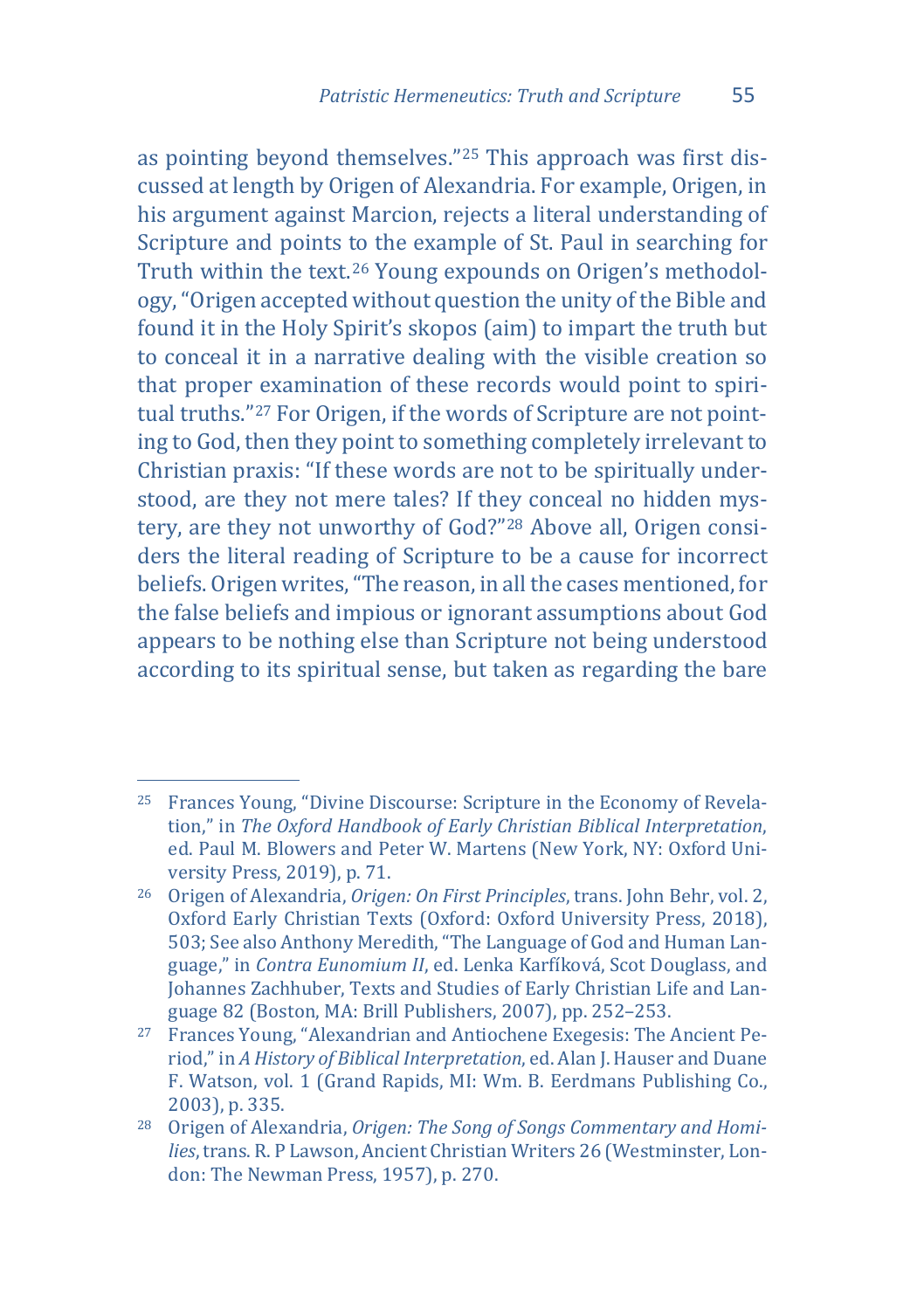as pointing beyond themselves."[25] This approach was first discussed at length by Origen of Alexandria. For example, Origen, in his argument against Marcion, rejects a literal understanding of Scripture and points to the example of St. Paul in searching for Truth within the text.[26] Young expounds on Origen's methodology, "Origen accepted without question the unity of the Bible and found it in the Holy Spirit's skopos (aim) to impart the truth but to conceal it in a narrative dealing with the visible creation so that proper examination of these records would point to spiritual truths."[27] For Origen, if the words of Scripture are not pointing to God, then they point to something completely irrelevant to Christian praxis: "If these words are not to be spiritually understood, are they not mere tales? If they conceal no hidden mystery, are they not unworthy of God?"[28] Above all, Origen considers the literal reading of Scripture to be a cause for incorrect beliefs. Origen writes, "The reason, in all the cases mentioned, for the false beliefs and impious or ignorant assumptions about God appears to be nothing else than Scripture not being understood according to its spiritual sense, but taken as regarding the bare

---

[25] Frances Young, "Divine Discourse: Scripture in the Economy of Revelation," in *The Oxford Handbook of Early Christian Biblical Interpretation*, ed. Paul M. Blowers and Peter W. Martens (New York, NY: Oxford University Press, 2019), p. 71.

[26] Origen of Alexandria, *Origen: On First Principles*, trans. John Behr, vol. 2, Oxford Early Christian Texts (Oxford: Oxford University Press, 2018), 503; See also Anthony Meredith, "The Language of God and Human Language," in *Contra Eunomium II*, ed. Lenka Karfíková, Scot Douglass, and Johannes Zachhuber, Texts and Studies of Early Christian Life and Language 82 (Boston, MA: Brill Publishers, 2007), pp. 252–253.

[27] Frances Young, "Alexandrian and Antiochene Exegesis: The Ancient Period," in *A History of Biblical Interpretation*, ed. Alan J. Hauser and Duane F. Watson, vol. 1 (Grand Rapids, MI: Wm. B. Eerdmans Publishing Co., 2003), p. 335.

[28] Origen of Alexandria, *Origen: The Song of Songs Commentary and Homilies*, trans. R. P Lawson, Ancient Christian Writers 26 (Westminster, London: The Newman Press, 1957), p. 270.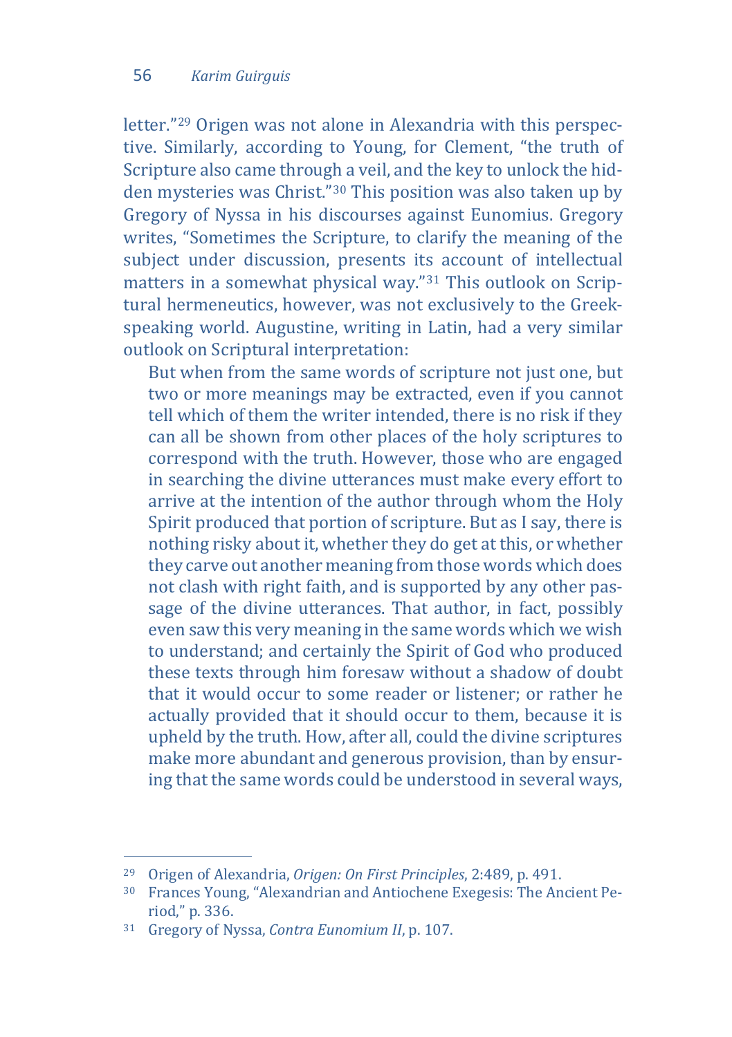letter."[29] Origen was not alone in Alexandria with this perspective. Similarly, according to Young, for Clement, "the truth of Scripture also came through a veil, and the key to unlock the hidden mysteries was Christ."[30] This position was also taken up by Gregory of Nyssa in his discourses against Eunomius. Gregory writes, "Sometimes the Scripture, to clarify the meaning of the subject under discussion, presents its account of intellectual matters in a somewhat physical way."[31] This outlook on Scriptural hermeneutics, however, was not exclusively to the Greek-speaking world. Augustine, writing in Latin, had a very similar outlook on Scriptural interpretation:

> But when from the same words of scripture not just one, but two or more meanings may be extracted, even if you cannot tell which of them the writer intended, there is no risk if they can all be shown from other places of the holy scriptures to correspond with the truth. However, those who are engaged in searching the divine utterances must make every effort to arrive at the intention of the author through whom the Holy Spirit produced that portion of scripture. But as I say, there is nothing risky about it, whether they do get at this, or whether they carve out another meaning from those words which does not clash with right faith, and is supported by any other passage of the divine utterances. That author, in fact, possibly even saw this very meaning in the same words which we wish to understand; and certainly the Spirit of God who produced these texts through him foresaw without a shadow of doubt that it would occur to some reader or listener; or rather he actually provided that it should occur to them, because it is upheld by the truth. How, after all, could the divine scriptures make more abundant and generous provision, than by ensuring that the same words could be understood in several ways,

---

[29] Origen of Alexandria, *Origen: On First Principles*, 2:489, p. 491.

[30] Frances Young, "Alexandrian and Antiochene Exegesis: The Ancient Period," p. 336.

[31] Gregory of Nyssa, *Contra Eunomium II*, p. 107.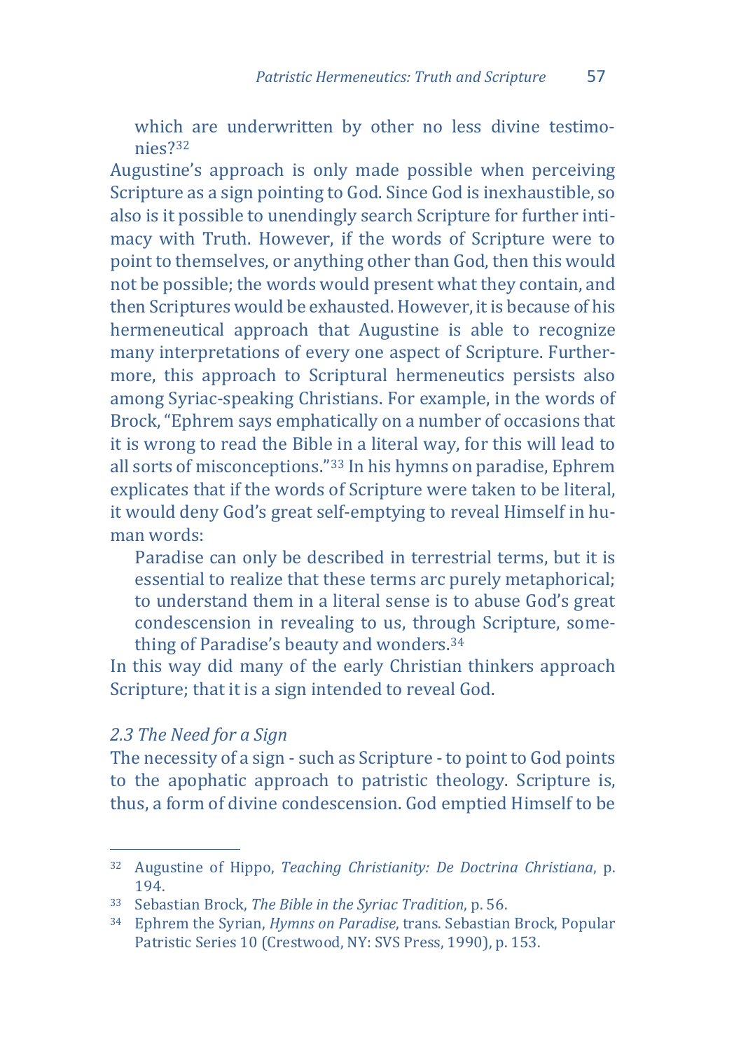> which are underwritten by other no less divine testimonies?[32]

Augustine's approach is only made possible when perceiving Scripture as a sign pointing to God. Since God is inexhaustible, so also is it possible to unendingly search Scripture for further intimacy with Truth. However, if the words of Scripture were to point to themselves, or anything other than God, then this would not be possible; the words would present what they contain, and then Scriptures would be exhausted. However, it is because of his hermeneutical approach that Augustine is able to recognize many interpretations of every one aspect of Scripture. Furthermore, this approach to Scriptural hermeneutics persists also among Syriac-speaking Christians. For example, in the words of Brock, "Ephrem says emphatically on a number of occasions that it is wrong to read the Bible in a literal way, for this will lead to all sorts of misconceptions."[33] In his hymns on paradise, Ephrem explicates that if the words of Scripture were taken to be literal, it would deny God's great self-emptying to reveal Himself in human words:

> Paradise can only be described in terrestrial terms, but it is essential to realize that these terms arc purely metaphorical; to understand them in a literal sense is to abuse God's great condescension in revealing to us, through Scripture, something of Paradise's beauty and wonders.[34]

In this way did many of the early Christian thinkers approach Scripture; that it is a sign intended to reveal God.

### *2.3 The Need for a Sign*

The necessity of a sign - such as Scripture - to point to God points to the apophatic approach to patristic theology. Scripture is, thus, a form of divine condescension. God emptied Himself to be

---

[32] Augustine of Hippo, *Teaching Christianity: De Doctrina Christiana*, p. 194.

[33] Sebastian Brock, *The Bible in the Syriac Tradition*, p. 56.

[34] Ephrem the Syrian, *Hymns on Paradise*, trans. Sebastian Brock, Popular Patristic Series 10 (Crestwood, NY: SVS Press, 1990), p. 153.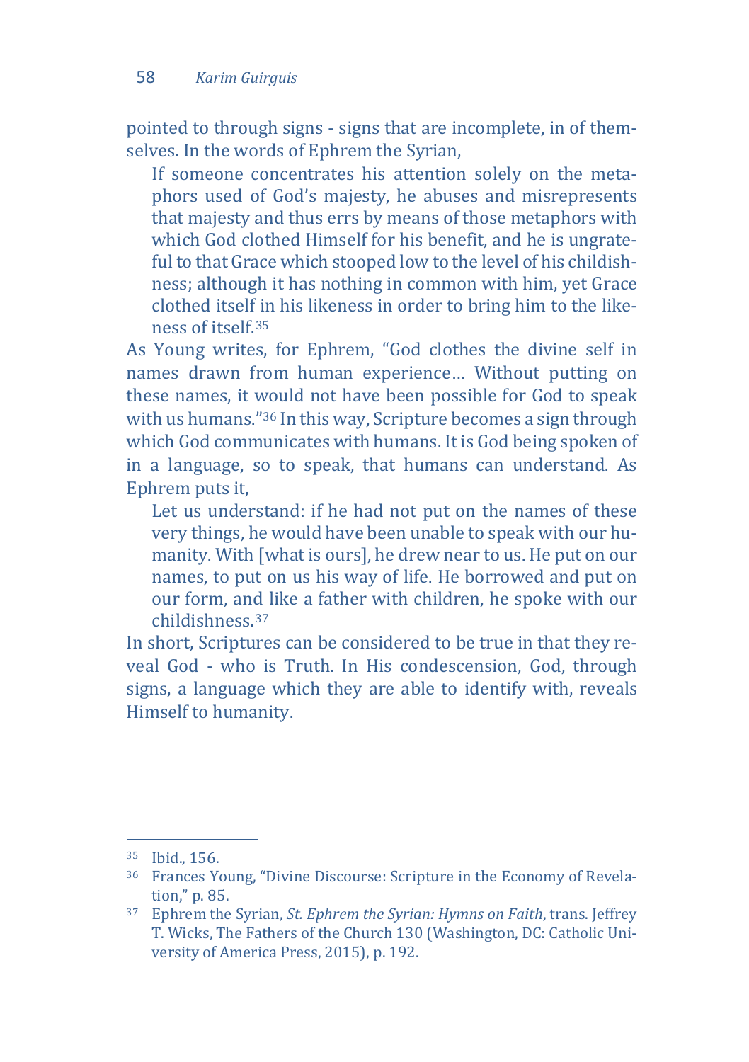pointed to through signs - signs that are incomplete, in of themselves. In the words of Ephrem the Syrian,

> If someone concentrates his attention solely on the metaphors used of God's majesty, he abuses and misrepresents that majesty and thus errs by means of those metaphors with which God clothed Himself for his benefit, and he is ungrateful to that Grace which stooped low to the level of his childishness; although it has nothing in common with him, yet Grace clothed itself in his likeness in order to bring him to the likeness of itself.[35]

As Young writes, for Ephrem, "God clothes the divine self in names drawn from human experience… Without putting on these names, it would not have been possible for God to speak with us humans."[36] In this way, Scripture becomes a sign through which God communicates with humans. It is God being spoken of in a language, so to speak, that humans can understand. As Ephrem puts it,

> Let us understand: if he had not put on the names of these very things, he would have been unable to speak with our humanity. With [what is ours], he drew near to us. He put on our names, to put on us his way of life. He borrowed and put on our form, and like a father with children, he spoke with our childishness.[37]

In short, Scriptures can be considered to be true in that they reveal God - who is Truth. In His condescension, God, through signs, a language which they are able to identify with, reveals Himself to humanity.

---

[35] Ibid., 156.

[36] Frances Young, "Divine Discourse: Scripture in the Economy of Revelation," p. 85.

[37] Ephrem the Syrian, *St. Ephrem the Syrian: Hymns on Faith*, trans. Jeffrey T. Wicks, The Fathers of the Church 130 (Washington, DC: Catholic University of America Press, 2015), p. 192.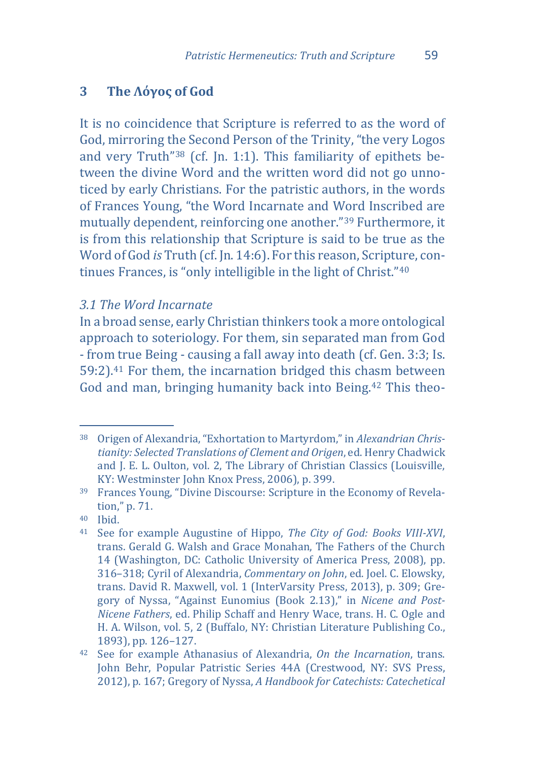## 3 The Λόγος of God

It is no coincidence that Scripture is referred to as the word of God, mirroring the Second Person of the Trinity, "the very Logos and very Truth"[38] (cf. Jn. 1:1). This familiarity of epithets between the divine Word and the written word did not go unnoticed by early Christians. For the patristic authors, in the words of Frances Young, "the Word Incarnate and Word Inscribed are mutually dependent, reinforcing one another."[39] Furthermore, it is from this relationship that Scripture is said to be true as the Word of God *is* Truth (cf. Jn. 14:6). For this reason, Scripture, continues Frances, is "only intelligible in the light of Christ."[40]

### *3.1 The Word Incarnate*

In a broad sense, early Christian thinkers took a more ontological approach to soteriology. For them, sin separated man from God - from true Being - causing a fall away into death (cf. Gen. 3:3; Is. 59:2).[41] For them, the incarnation bridged this chasm between God and man, bringing humanity back into Being.[42] This theo-

---

[38] Origen of Alexandria, "Exhortation to Martyrdom," in *Alexandrian Christianity: Selected Translations of Clement and Origen*, ed. Henry Chadwick and J. E. L. Oulton, vol. 2, The Library of Christian Classics (Louisville, KY: Westminster John Knox Press, 2006), p. 399.

[39] Frances Young, "Divine Discourse: Scripture in the Economy of Revelation," p. 71.

[40] Ibid.

[41] See for example Augustine of Hippo, *The City of God: Books VIII-XVI*, trans. Gerald G. Walsh and Grace Monahan, The Fathers of the Church 14 (Washington, DC: Catholic University of America Press, 2008), pp. 316–318; Cyril of Alexandria, *Commentary on John*, ed. Joel. C. Elowsky, trans. David R. Maxwell, vol. 1 (InterVarsity Press, 2013), p. 309; Gregory of Nyssa, "Against Eunomius (Book 2.13)," in *Nicene and Post-Nicene Fathers*, ed. Philip Schaff and Henry Wace, trans. H. C. Ogle and H. A. Wilson, vol. 5, 2 (Buffalo, NY: Christian Literature Publishing Co., 1893), pp. 126–127.

[42] See for example Athanasius of Alexandria, *On the Incarnation*, trans. John Behr, Popular Patristic Series 44A (Crestwood, NY: SVS Press, 2012), p. 167; Gregory of Nyssa, *A Handbook for Catechists: Catechetical*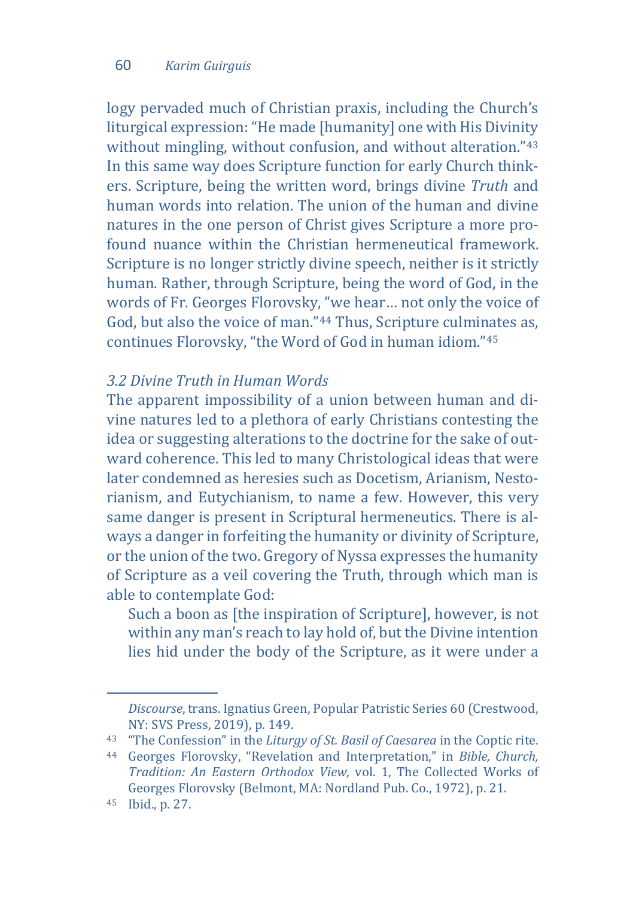logy pervaded much of Christian praxis, including the Church's liturgical expression: "He made [humanity] one with His Divinity without mingling, without confusion, and without alteration."[43] In this same way does Scripture function for early Church thinkers. Scripture, being the written word, brings divine *Truth* and human words into relation. The union of the human and divine natures in the one person of Christ gives Scripture a more profound nuance within the Christian hermeneutical framework. Scripture is no longer strictly divine speech, neither is it strictly human. Rather, through Scripture, being the word of God, in the words of Fr. Georges Florovsky, "we hear… not only the voice of God, but also the voice of man."[44] Thus, Scripture culminates as, continues Florovsky, "the Word of God in human idiom."[45]

### *3.2 Divine Truth in Human Words*

The apparent impossibility of a union between human and divine natures led to a plethora of early Christians contesting the idea or suggesting alterations to the doctrine for the sake of outward coherence. This led to many Christological ideas that were later condemned as heresies such as Docetism, Arianism, Nestorianism, and Eutychianism, to name a few. However, this very same danger is present in Scriptural hermeneutics. There is always a danger in forfeiting the humanity or divinity of Scripture, or the union of the two. Gregory of Nyssa expresses the humanity of Scripture as a veil covering the Truth, through which man is able to contemplate God:

> Such a boon as [the inspiration of Scripture], however, is not within any man's reach to lay hold of, but the Divine intention lies hid under the body of the Scripture, as it were under a

---

*Discourse*, trans. Ignatius Green, Popular Patristic Series 60 (Crestwood, NY: SVS Press, 2019), p. 149.

[43] "The Confession" in the *Liturgy of St. Basil of Caesarea* in the Coptic rite.

[44] Georges Florovsky, "Revelation and Interpretation," in *Bible, Church, Tradition: An Eastern Orthodox View*, vol. 1, The Collected Works of Georges Florovsky (Belmont, MA: Nordland Pub. Co., 1972), p. 21.

[45] Ibid., p. 27.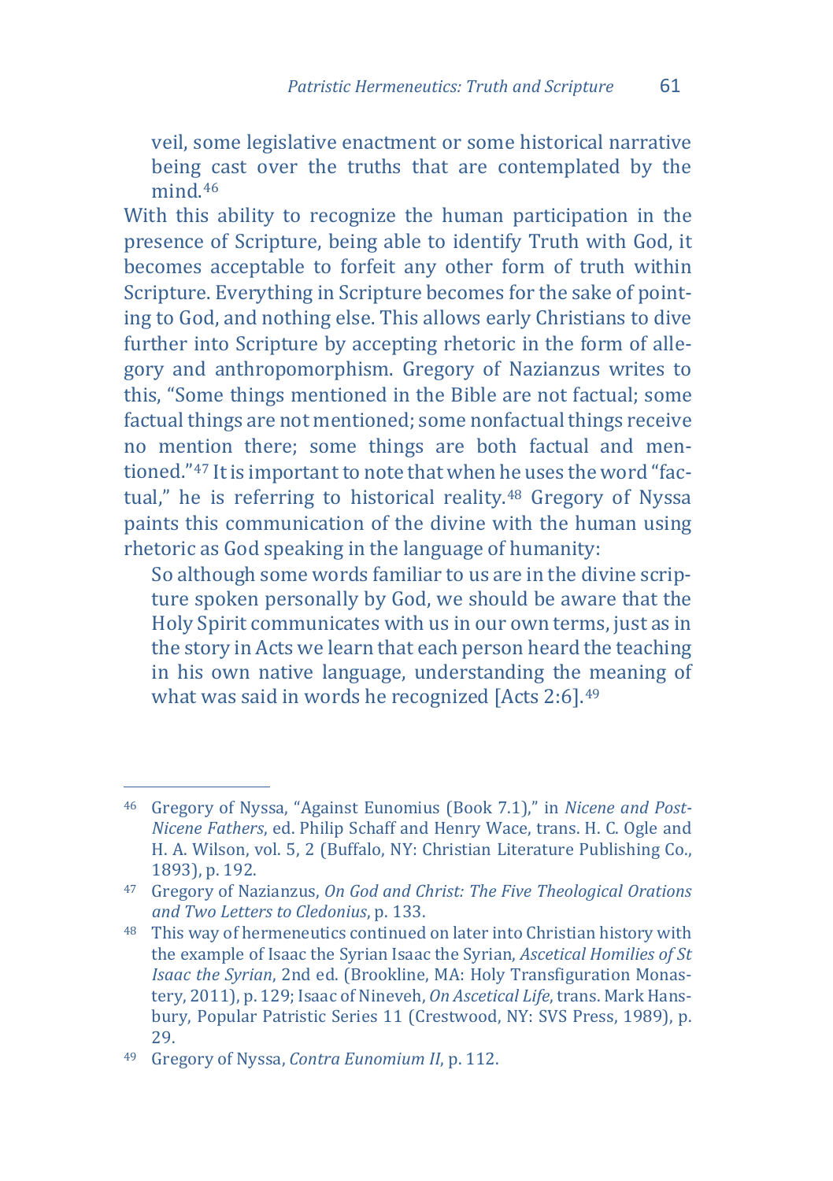> veil, some legislative enactment or some historical narrative being cast over the truths that are contemplated by the mind.[46]

With this ability to recognize the human participation in the presence of Scripture, being able to identify Truth with God, it becomes acceptable to forfeit any other form of truth within Scripture. Everything in Scripture becomes for the sake of pointing to God, and nothing else. This allows early Christians to dive further into Scripture by accepting rhetoric in the form of allegory and anthropomorphism. Gregory of Nazianzus writes to this, "Some things mentioned in the Bible are not factual; some factual things are not mentioned; some nonfactual things receive no mention there; some things are both factual and mentioned."[47] It is important to note that when he uses the word "factual," he is referring to historical reality.[48] Gregory of Nyssa paints this communication of the divine with the human using rhetoric as God speaking in the language of humanity:

> So although some words familiar to us are in the divine scripture spoken personally by God, we should be aware that the Holy Spirit communicates with us in our own terms, just as in the story in Acts we learn that each person heard the teaching in his own native language, understanding the meaning of what was said in words he recognized [Acts 2:6].[49]

---

[46] Gregory of Nyssa, "Against Eunomius (Book 7.1)," in *Nicene and Post-Nicene Fathers*, ed. Philip Schaff and Henry Wace, trans. H. C. Ogle and H. A. Wilson, vol. 5, 2 (Buffalo, NY: Christian Literature Publishing Co., 1893), p. 192.

[47] Gregory of Nazianzus, *On God and Christ: The Five Theological Orations and Two Letters to Cledonius*, p. 133.

[48] This way of hermeneutics continued on later into Christian history with the example of Isaac the Syrian Isaac the Syrian, *Ascetical Homilies of St Isaac the Syrian*, 2nd ed. (Brookline, MA: Holy Transfiguration Monastery, 2011), p. 129; Isaac of Nineveh, *On Ascetical Life*, trans. Mark Hansbury, Popular Patristic Series 11 (Crestwood, NY: SVS Press, 1989), p. 29.

[49] Gregory of Nyssa, *Contra Eunomium II*, p. 112.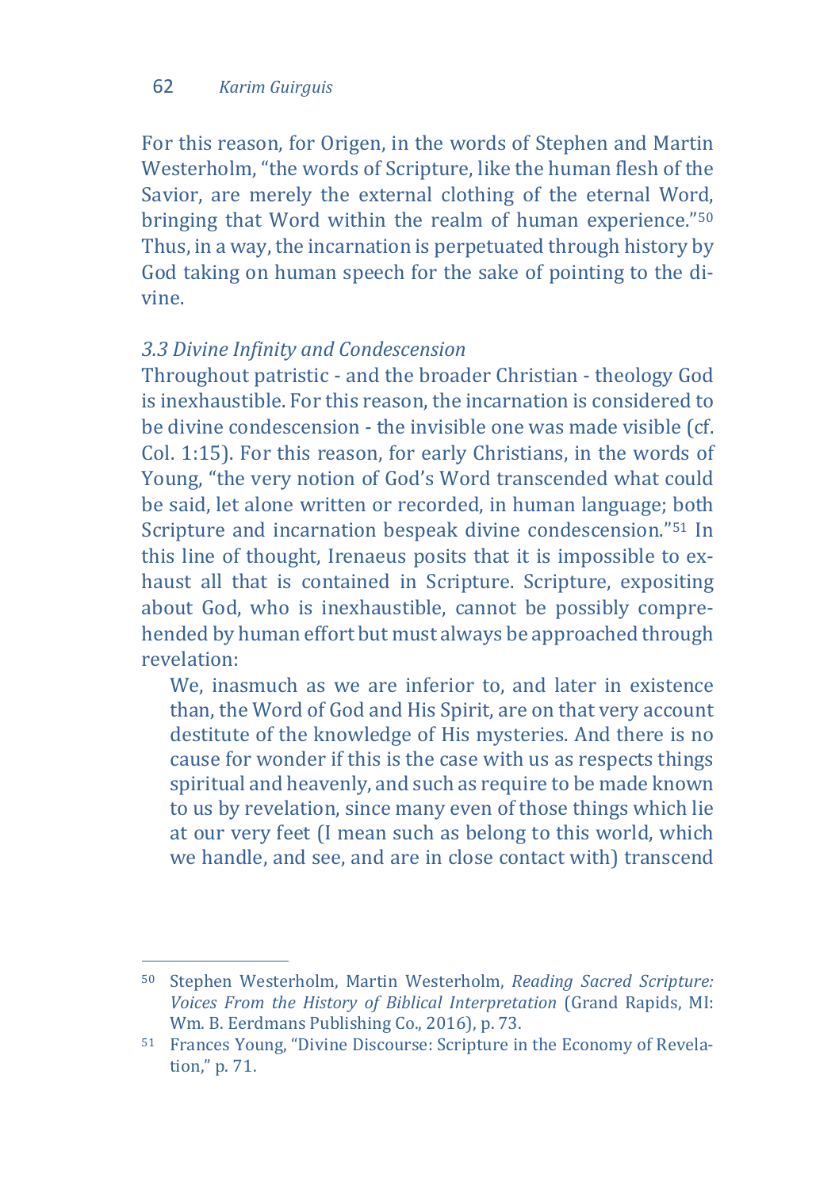For this reason, for Origen, in the words of Stephen and Martin Westerholm, "the words of Scripture, like the human flesh of the Savior, are merely the external clothing of the eternal Word, bringing that Word within the realm of human experience."[50] Thus, in a way, the incarnation is perpetuated through history by God taking on human speech for the sake of pointing to the divine.

### *3.3 Divine Infinity and Condescension*

Throughout patristic - and the broader Christian - theology God is inexhaustible. For this reason, the incarnation is considered to be divine condescension - the invisible one was made visible (cf. Col. 1:15). For this reason, for early Christians, in the words of Young, "the very notion of God's Word transcended what could be said, let alone written or recorded, in human language; both Scripture and incarnation bespeak divine condescension."[51] In this line of thought, Irenaeus posits that it is impossible to exhaust all that is contained in Scripture. Scripture, expositing about God, who is inexhaustible, cannot be possibly comprehended by human effort but must always be approached through revelation:

> We, inasmuch as we are inferior to, and later in existence than, the Word of God and His Spirit, are on that very account destitute of the knowledge of His mysteries. And there is no cause for wonder if this is the case with us as respects things spiritual and heavenly, and such as require to be made known to us by revelation, since many even of those things which lie at our very feet (I mean such as belong to this world, which we handle, and see, and are in close contact with) transcend

---

[50] Stephen Westerholm, Martin Westerholm, *Reading Sacred Scripture: Voices From the History of Biblical Interpretation* (Grand Rapids, MI: Wm. B. Eerdmans Publishing Co., 2016), p. 73.

[51] Frances Young, "Divine Discourse: Scripture in the Economy of Revelation," p. 71.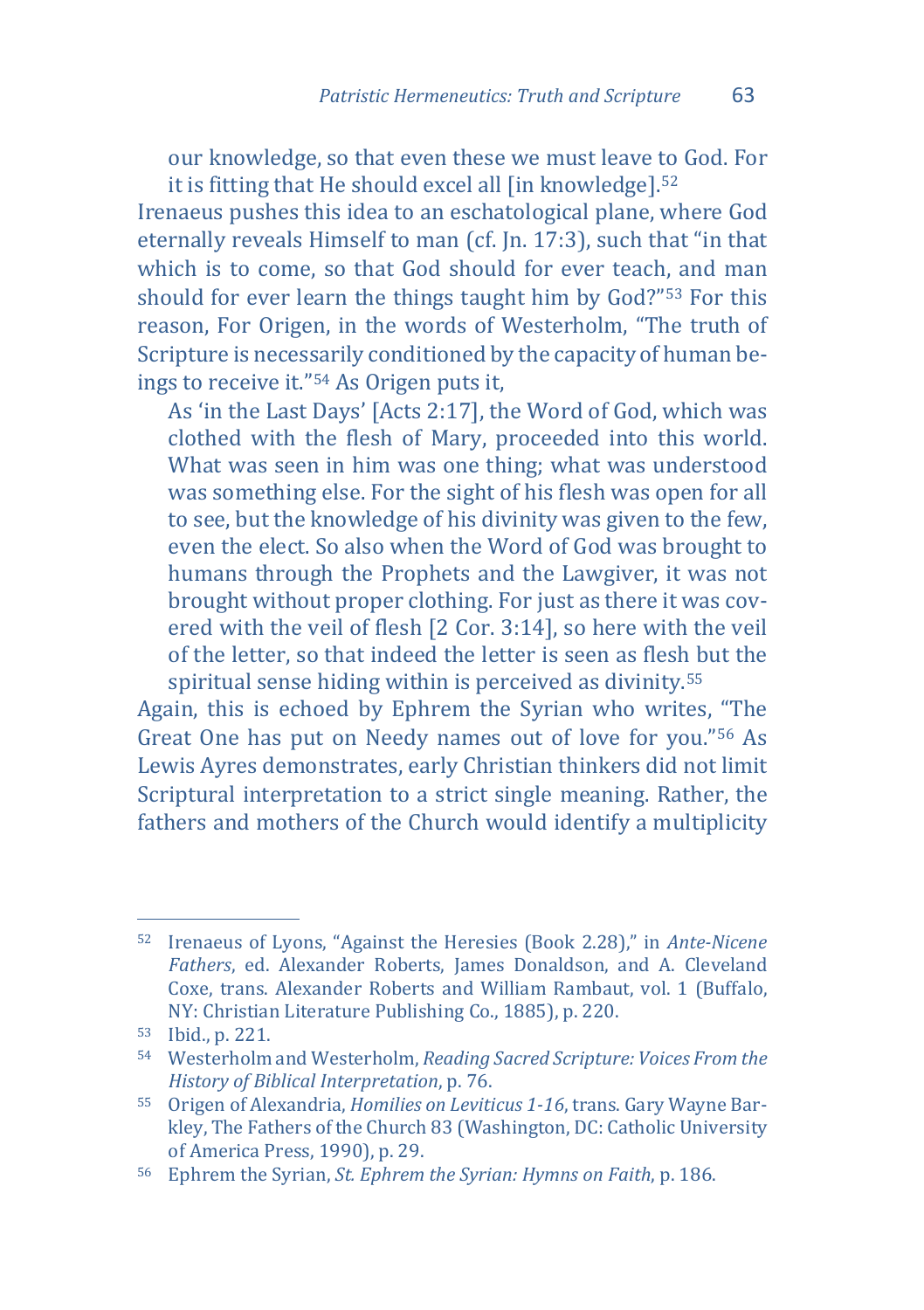> our knowledge, so that even these we must leave to God. For it is fitting that He should excel all [in knowledge].[52]

Irenaeus pushes this idea to an eschatological plane, where God eternally reveals Himself to man (cf. Jn. 17:3), such that "in that which is to come, so that God should for ever teach, and man should for ever learn the things taught him by God?"[53] For this reason, For Origen, in the words of Westerholm, "The truth of Scripture is necessarily conditioned by the capacity of human beings to receive it."[54] As Origen puts it,

> As 'in the Last Days' [Acts 2:17], the Word of God, which was clothed with the flesh of Mary, proceeded into this world. What was seen in him was one thing; what was understood was something else. For the sight of his flesh was open for all to see, but the knowledge of his divinity was given to the few, even the elect. So also when the Word of God was brought to humans through the Prophets and the Lawgiver, it was not brought without proper clothing. For just as there it was covered with the veil of flesh [2 Cor. 3:14], so here with the veil of the letter, so that indeed the letter is seen as flesh but the spiritual sense hiding within is perceived as divinity.[55]

Again, this is echoed by Ephrem the Syrian who writes, "The Great One has put on Needy names out of love for you."[56] As Lewis Ayres demonstrates, early Christian thinkers did not limit Scriptural interpretation to a strict single meaning. Rather, the fathers and mothers of the Church would identify a multiplicity

---

[52] Irenaeus of Lyons, "Against the Heresies (Book 2.28)," in *Ante-Nicene Fathers*, ed. Alexander Roberts, James Donaldson, and A. Cleveland Coxe, trans. Alexander Roberts and William Rambaut, vol. 1 (Buffalo, NY: Christian Literature Publishing Co., 1885), p. 220.

[53] Ibid., p. 221.

[54] Westerholm and Westerholm, *Reading Sacred Scripture: Voices From the History of Biblical Interpretation*, p. 76.

[55] Origen of Alexandria, *Homilies on Leviticus 1-16*, trans. Gary Wayne Barkley, The Fathers of the Church 83 (Washington, DC: Catholic University of America Press, 1990), p. 29.

[56] Ephrem the Syrian, *St. Ephrem the Syrian: Hymns on Faith*, p. 186.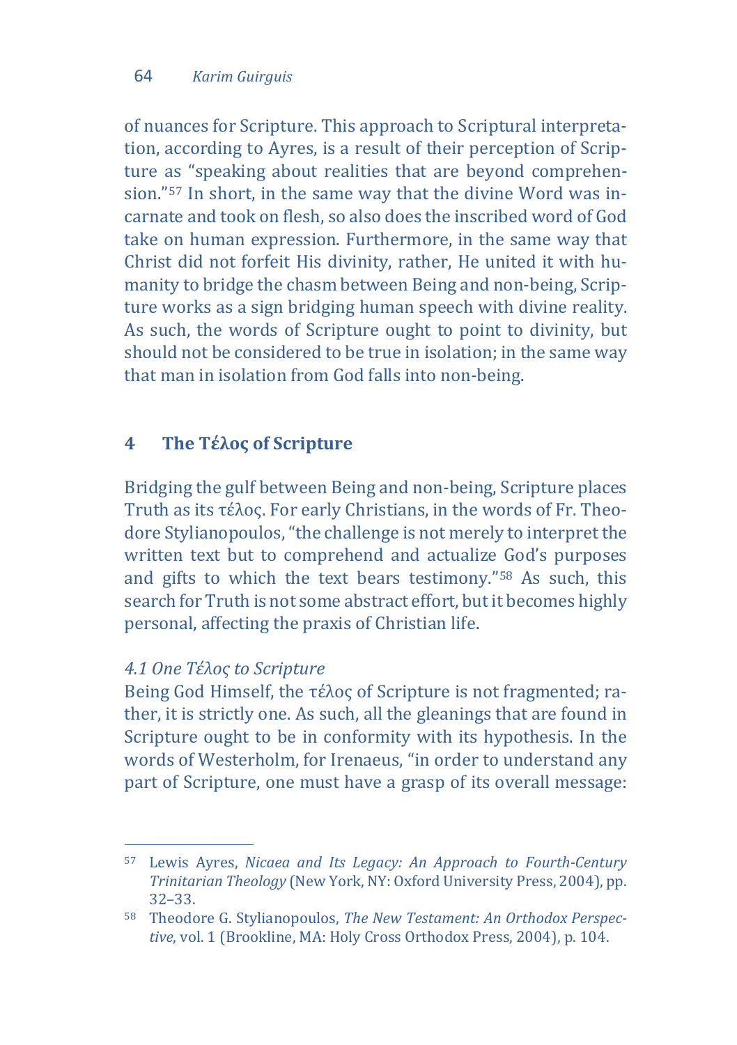of nuances for Scripture. This approach to Scriptural interpretation, according to Ayres, is a result of their perception of Scripture as "speaking about realities that are beyond comprehension."[57] In short, in the same way that the divine Word was incarnate and took on flesh, so also does the inscribed word of God take on human expression. Furthermore, in the same way that Christ did not forfeit His divinity, rather, He united it with humanity to bridge the chasm between Being and non-being, Scripture works as a sign bridging human speech with divine reality. As such, the words of Scripture ought to point to divinity, but should not be considered to be true in isolation; in the same way that man in isolation from God falls into non-being.

## 4 The Τέλος of Scripture

Bridging the gulf between Being and non-being, Scripture places Truth as its τέλος. For early Christians, in the words of Fr. Theodore Stylianopoulos, "the challenge is not merely to interpret the written text but to comprehend and actualize God's purposes and gifts to which the text bears testimony."[58] As such, this search for Truth is not some abstract effort, but it becomes highly personal, affecting the praxis of Christian life.

### *4.1 One Τέλος to Scripture*

Being God Himself, the τέλος of Scripture is not fragmented; rather, it is strictly one. As such, all the gleanings that are found in Scripture ought to be in conformity with its hypothesis. In the words of Westerholm, for Irenaeus, "in order to understand any part of Scripture, one must have a grasp of its overall message:

---

[57] Lewis Ayres, *Nicaea and Its Legacy: An Approach to Fourth-Century Trinitarian Theology* (New York, NY: Oxford University Press, 2004), pp. 32–33.

[58] Theodore G. Stylianopoulos, *The New Testament: An Orthodox Perspective*, vol. 1 (Brookline, MA: Holy Cross Orthodox Press, 2004), p. 104.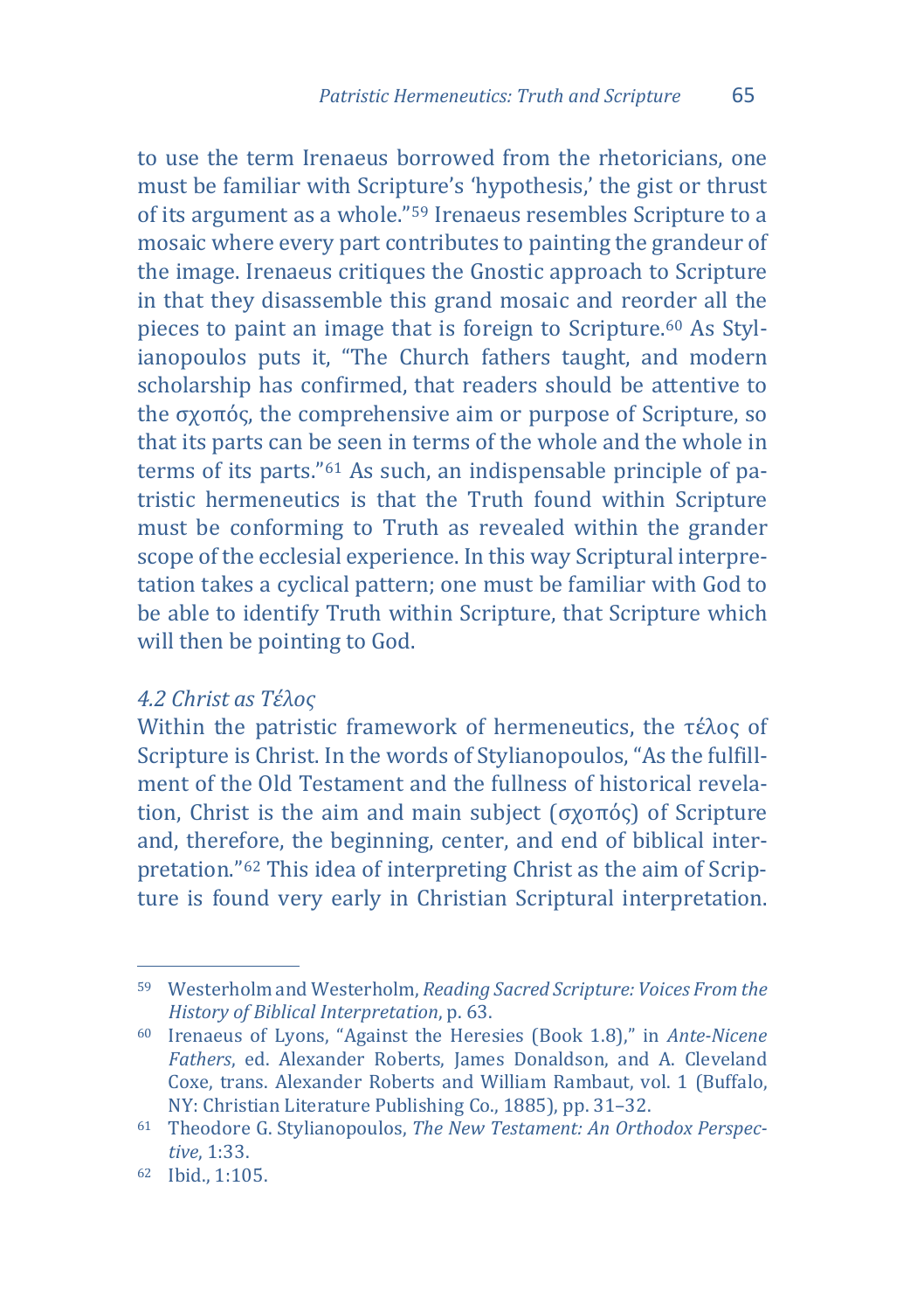to use the term Irenaeus borrowed from the rhetoricians, one must be familiar with Scripture's 'hypothesis,' the gist or thrust of its argument as a whole."[59] Irenaeus resembles Scripture to a mosaic where every part contributes to painting the grandeur of the image. Irenaeus critiques the Gnostic approach to Scripture in that they disassemble this grand mosaic and reorder all the pieces to paint an image that is foreign to Scripture.[60] As Stylianopoulos puts it, "The Church fathers taught, and modern scholarship has confirmed, that readers should be attentive to the σχοπός, the comprehensive aim or purpose of Scripture, so that its parts can be seen in terms of the whole and the whole in terms of its parts."[61] As such, an indispensable principle of patristic hermeneutics is that the Truth found within Scripture must be conforming to Truth as revealed within the grander scope of the ecclesial experience. In this way Scriptural interpretation takes a cyclical pattern; one must be familiar with God to be able to identify Truth within Scripture, that Scripture which will then be pointing to God.

### *4.2 Christ as Τέλος*

Within the patristic framework of hermeneutics, the τέλος of Scripture is Christ. In the words of Stylianopoulos, "As the fulfillment of the Old Testament and the fullness of historical revelation, Christ is the aim and main subject (σχοπός) of Scripture and, therefore, the beginning, center, and end of biblical interpretation."[62] This idea of interpreting Christ as the aim of Scripture is found very early in Christian Scriptural interpretation.

---

[59] Westerholm and Westerholm, *Reading Sacred Scripture: Voices From the History of Biblical Interpretation*, p. 63.

[60] Irenaeus of Lyons, "Against the Heresies (Book 1.8)," in *Ante-Nicene Fathers*, ed. Alexander Roberts, James Donaldson, and A. Cleveland Coxe, trans. Alexander Roberts and William Rambaut, vol. 1 (Buffalo, NY: Christian Literature Publishing Co., 1885), pp. 31–32.

[61] Theodore G. Stylianopoulos, *The New Testament: An Orthodox Perspective*, 1:33.

[62] Ibid., 1:105.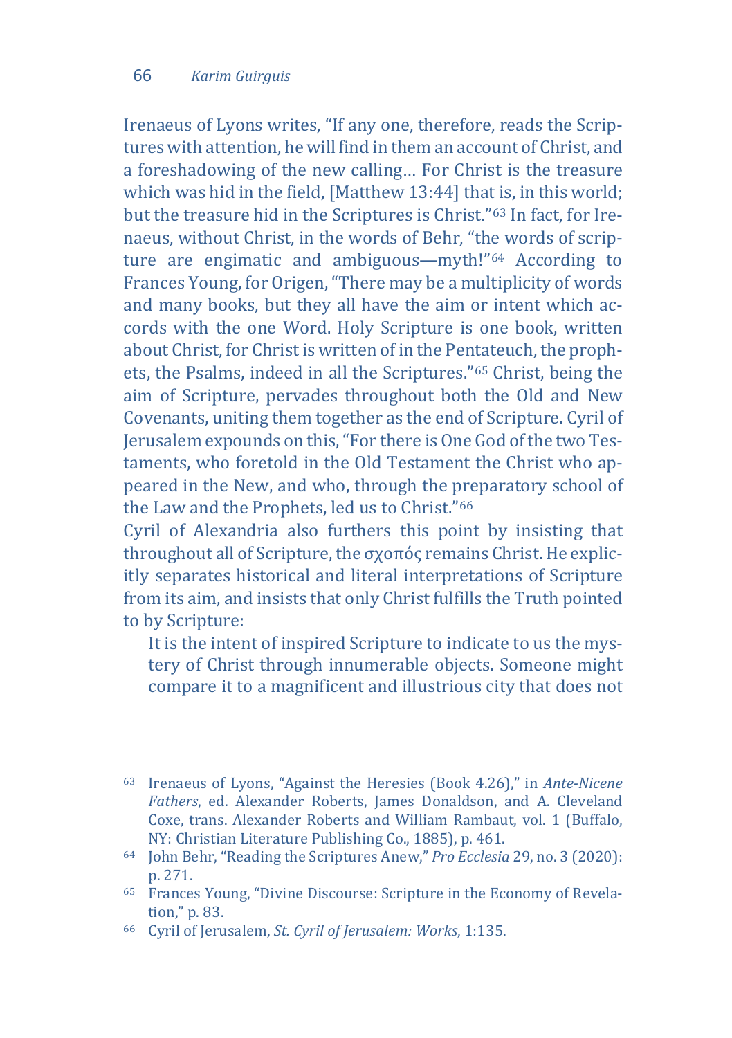Irenaeus of Lyons writes, "If any one, therefore, reads the Scriptures with attention, he will find in them an account of Christ, and a foreshadowing of the new calling… For Christ is the treasure which was hid in the field, [Matthew 13:44] that is, in this world; but the treasure hid in the Scriptures is Christ."[63] In fact, for Irenaeus, without Christ, in the words of Behr, "the words of scripture are engimatic and ambiguous—myth!"[64] According to Frances Young, for Origen, "There may be a multiplicity of words and many books, but they all have the aim or intent which accords with the one Word. Holy Scripture is one book, written about Christ, for Christ is written of in the Pentateuch, the prophets, the Psalms, indeed in all the Scriptures."[65] Christ, being the aim of Scripture, pervades throughout both the Old and New Covenants, uniting them together as the end of Scripture. Cyril of Jerusalem expounds on this, "For there is One God of the two Testaments, who foretold in the Old Testament the Christ who appeared in the New, and who, through the preparatory school of the Law and the Prophets, led us to Christ."[66]

Cyril of Alexandria also furthers this point by insisting that throughout all of Scripture, the σχοπός remains Christ. He explicitly separates historical and literal interpretations of Scripture from its aim, and insists that only Christ fulfills the Truth pointed to by Scripture:

> It is the intent of inspired Scripture to indicate to us the mystery of Christ through innumerable objects. Someone might compare it to a magnificent and illustrious city that does not

---

[63] Irenaeus of Lyons, "Against the Heresies (Book 4.26)," in *Ante-Nicene Fathers*, ed. Alexander Roberts, James Donaldson, and A. Cleveland Coxe, trans. Alexander Roberts and William Rambaut, vol. 1 (Buffalo, NY: Christian Literature Publishing Co., 1885), p. 461.

[64] John Behr, "Reading the Scriptures Anew," *Pro Ecclesia* 29, no. 3 (2020): p. 271.

[65] Frances Young, "Divine Discourse: Scripture in the Economy of Revelation," p. 83.

[66] Cyril of Jerusalem, *St. Cyril of Jerusalem: Works*, 1:135.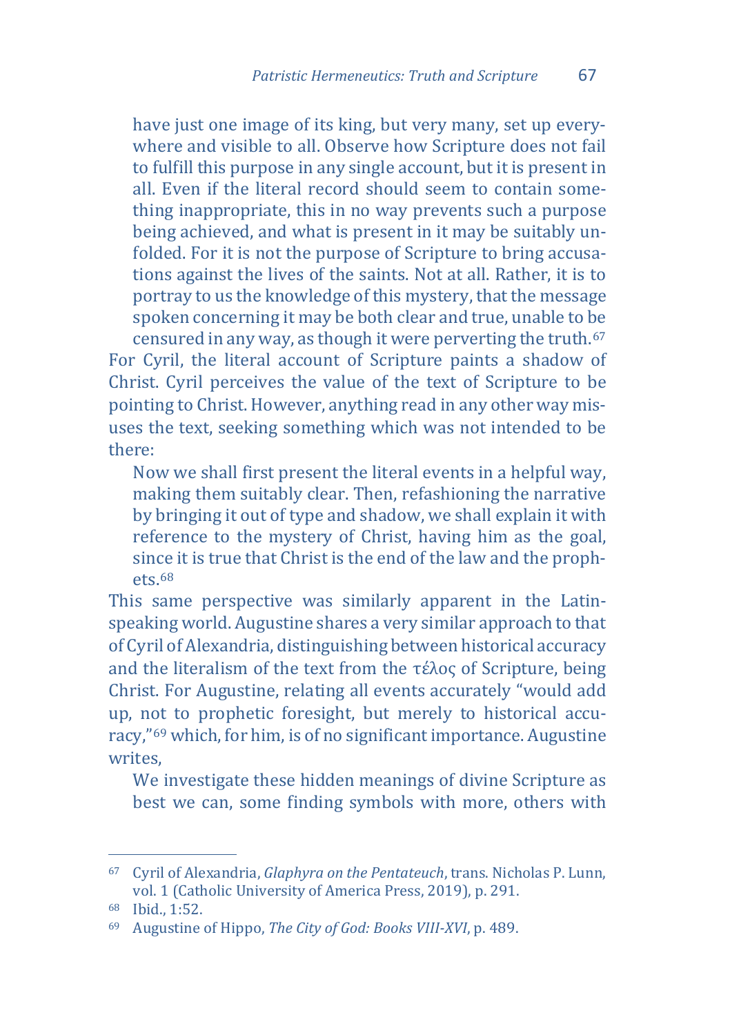> have just one image of its king, but very many, set up everywhere and visible to all. Observe how Scripture does not fail to fulfill this purpose in any single account, but it is present in all. Even if the literal record should seem to contain something inappropriate, this in no way prevents such a purpose being achieved, and what is present in it may be suitably unfolded. For it is not the purpose of Scripture to bring accusations against the lives of the saints. Not at all. Rather, it is to portray to us the knowledge of this mystery, that the message spoken concerning it may be both clear and true, unable to be censured in any way, as though it were perverting the truth.[67]

For Cyril, the literal account of Scripture paints a shadow of Christ. Cyril perceives the value of the text of Scripture to be pointing to Christ. However, anything read in any other way misuses the text, seeking something which was not intended to be there:

> Now we shall first present the literal events in a helpful way, making them suitably clear. Then, refashioning the narrative by bringing it out of type and shadow, we shall explain it with reference to the mystery of Christ, having him as the goal, since it is true that Christ is the end of the law and the prophets.[68]

This same perspective was similarly apparent in the Latin-speaking world. Augustine shares a very similar approach to that of Cyril of Alexandria, distinguishing between historical accuracy and the literalism of the text from the τέλος of Scripture, being Christ. For Augustine, relating all events accurately "would add up, not to prophetic foresight, but merely to historical accuracy,"[69] which, for him, is of no significant importance. Augustine writes,

> We investigate these hidden meanings of divine Scripture as best we can, some finding symbols with more, others with

---

[67] Cyril of Alexandria, *Glaphyra on the Pentateuch*, trans. Nicholas P. Lunn, vol. 1 (Catholic University of America Press, 2019), p. 291.

[68] Ibid., 1:52.

[69] Augustine of Hippo, *The City of God: Books VIII-XVI*, p. 489.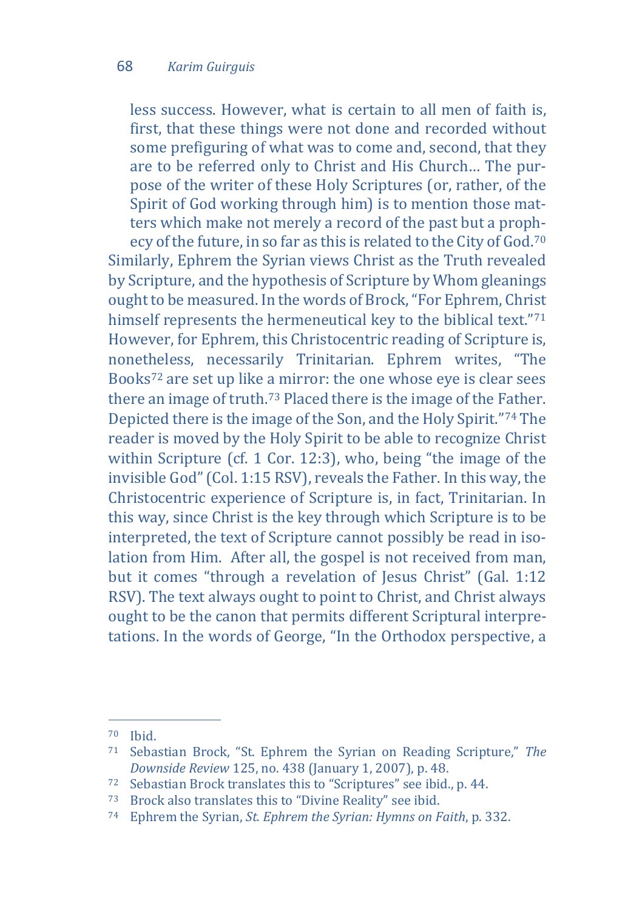> less success. However, what is certain to all men of faith is, first, that these things were not done and recorded without some prefiguring of what was to come and, second, that they are to be referred only to Christ and His Church… The purpose of the writer of these Holy Scriptures (or, rather, of the Spirit of God working through him) is to mention those matters which make not merely a record of the past but a prophecy of the future, in so far as this is related to the City of God.[70]

Similarly, Ephrem the Syrian views Christ as the Truth revealed by Scripture, and the hypothesis of Scripture by Whom gleanings ought to be measured. In the words of Brock, "For Ephrem, Christ himself represents the hermeneutical key to the biblical text."[71] However, for Ephrem, this Christocentric reading of Scripture is, nonetheless, necessarily Trinitarian. Ephrem writes, "The Books[72] are set up like a mirror: the one whose eye is clear sees there an image of truth.[73] Placed there is the image of the Father. Depicted there is the image of the Son, and the Holy Spirit."[74] The reader is moved by the Holy Spirit to be able to recognize Christ within Scripture (cf. 1 Cor. 12:3), who, being "the image of the invisible God" (Col. 1:15 RSV), reveals the Father. In this way, the Christocentric experience of Scripture is, in fact, Trinitarian. In this way, since Christ is the key through which Scripture is to be interpreted, the text of Scripture cannot possibly be read in isolation from Him. After all, the gospel is not received from man, but it comes "through a revelation of Jesus Christ" (Gal. 1:12 RSV). The text always ought to point to Christ, and Christ always ought to be the canon that permits different Scriptural interpretations. In the words of George, "In the Orthodox perspective, a

---

[70] Ibid.

[71] Sebastian Brock, "St. Ephrem the Syrian on Reading Scripture," *The Downside Review* 125, no. 438 (January 1, 2007), p. 48.

[72] Sebastian Brock translates this to "Scriptures" see ibid., p. 44.

[73] Brock also translates this to "Divine Reality" see ibid.

[74] Ephrem the Syrian, *St. Ephrem the Syrian: Hymns on Faith*, p. 332.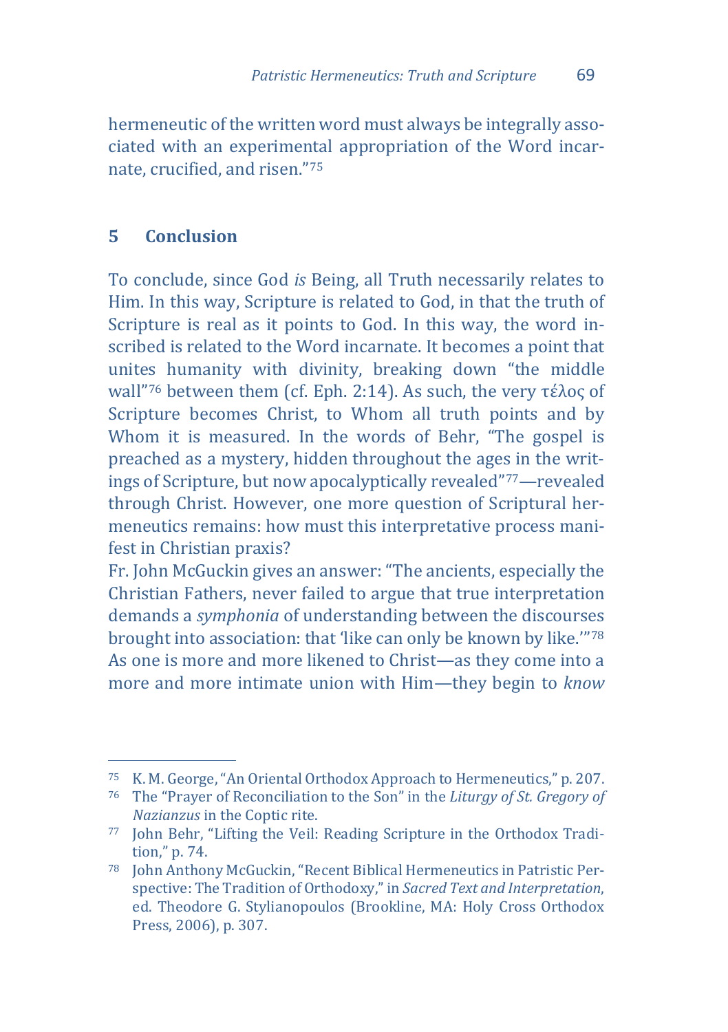hermeneutic of the written word must always be integrally associated with an experimental appropriation of the Word incarnate, crucified, and risen."[75]

## 5 Conclusion

To conclude, since God *is* Being, all Truth necessarily relates to Him. In this way, Scripture is related to God, in that the truth of Scripture is real as it points to God. In this way, the word inscribed is related to the Word incarnate. It becomes a point that unites humanity with divinity, breaking down "the middle wall"[76] between them (cf. Eph. 2:14). As such, the very τέλος of Scripture becomes Christ, to Whom all truth points and by Whom it is measured. In the words of Behr, "The gospel is preached as a mystery, hidden throughout the ages in the writings of Scripture, but now apocalyptically revealed"[77]—revealed through Christ. However, one more question of Scriptural hermeneutics remains: how must this interpretative process manifest in Christian praxis?

Fr. John McGuckin gives an answer: "The ancients, especially the Christian Fathers, never failed to argue that true interpretation demands a *symphonia* of understanding between the discourses brought into association: that 'like can only be known by like.'"[78] As one is more and more likened to Christ—as they come into a more and more intimate union with Him—they begin to *know*

---

[75] K. M. George, "An Oriental Orthodox Approach to Hermeneutics," p. 207.

[76] The "Prayer of Reconciliation to the Son" in the *Liturgy of St. Gregory of Nazianzus* in the Coptic rite.

[77] John Behr, "Lifting the Veil: Reading Scripture in the Orthodox Tradition," p. 74.

[78] John Anthony McGuckin, "Recent Biblical Hermeneutics in Patristic Perspective: The Tradition of Orthodoxy," in *Sacred Text and Interpretation*, ed. Theodore G. Stylianopoulos (Brookline, MA: Holy Cross Orthodox Press, 2006), p. 307.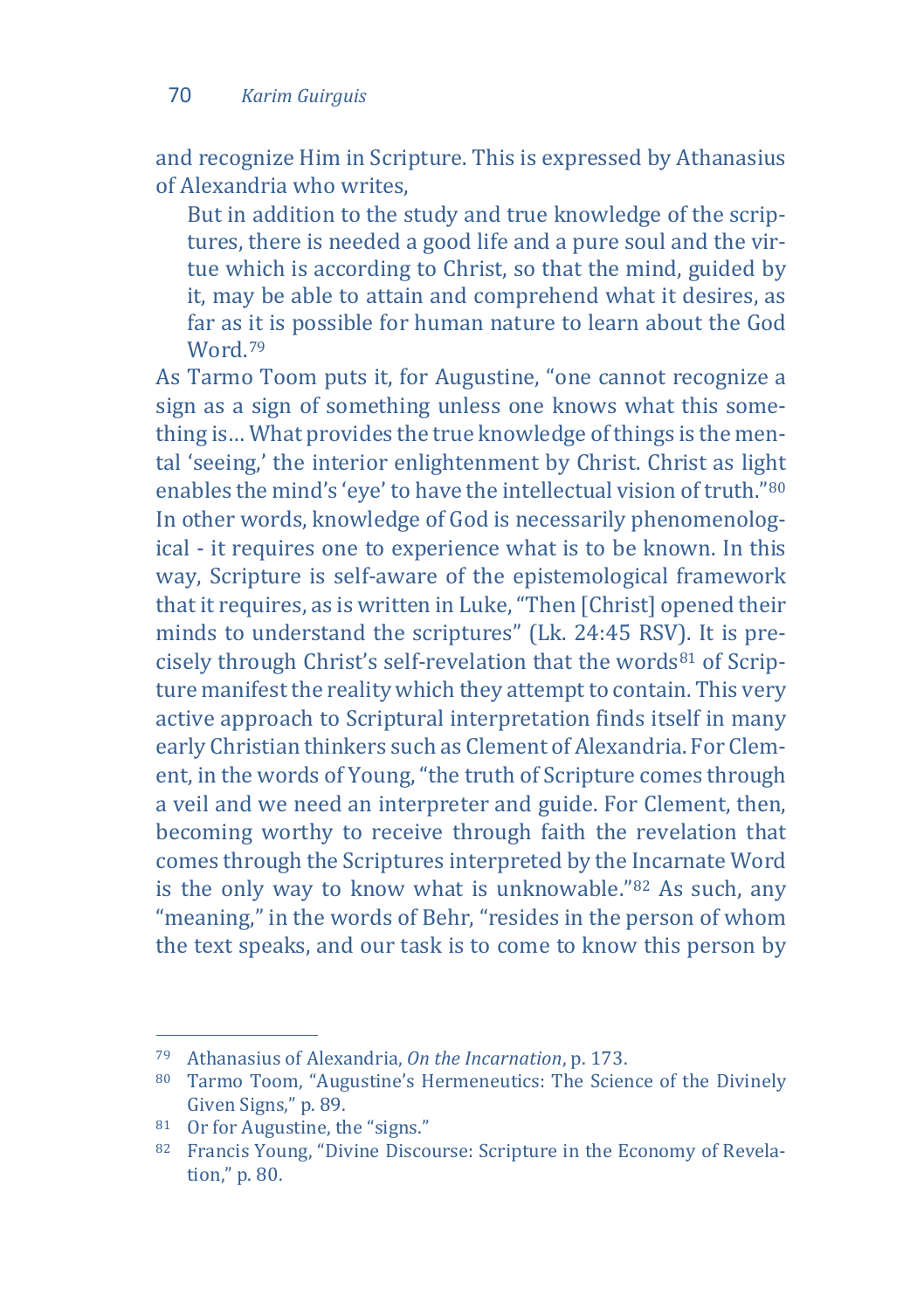and recognize Him in Scripture. This is expressed by Athanasius of Alexandria who writes,

> But in addition to the study and true knowledge of the scriptures, there is needed a good life and a pure soul and the virtue which is according to Christ, so that the mind, guided by it, may be able to attain and comprehend what it desires, as far as it is possible for human nature to learn about the God Word.[79]

As Tarmo Toom puts it, for Augustine, "one cannot recognize a sign as a sign of something unless one knows what this something is… What provides the true knowledge of things is the mental 'seeing,' the interior enlightenment by Christ. Christ as light enables the mind's 'eye' to have the intellectual vision of truth."[80] In other words, knowledge of God is necessarily phenomenological - it requires one to experience what is to be known. In this way, Scripture is self-aware of the epistemological framework that it requires, as is written in Luke, "Then [Christ] opened their minds to understand the scriptures" (Lk. 24:45 RSV). It is precisely through Christ's self-revelation that the words[81] of Scripture manifest the reality which they attempt to contain. This very active approach to Scriptural interpretation finds itself in many early Christian thinkers such as Clement of Alexandria. For Clement, in the words of Young, "the truth of Scripture comes through a veil and we need an interpreter and guide. For Clement, then, becoming worthy to receive through faith the revelation that comes through the Scriptures interpreted by the Incarnate Word is the only way to know what is unknowable."[82] As such, any "meaning," in the words of Behr, "resides in the person of whom the text speaks, and our task is to come to know this person by

---

[79] Athanasius of Alexandria, *On the Incarnation*, p. 173.

[80] Tarmo Toom, "Augustine's Hermeneutics: The Science of the Divinely Given Signs," p. 89.

[81] Or for Augustine, the "signs."

[82] Francis Young, "Divine Discourse: Scripture in the Economy of Revelation," p. 80.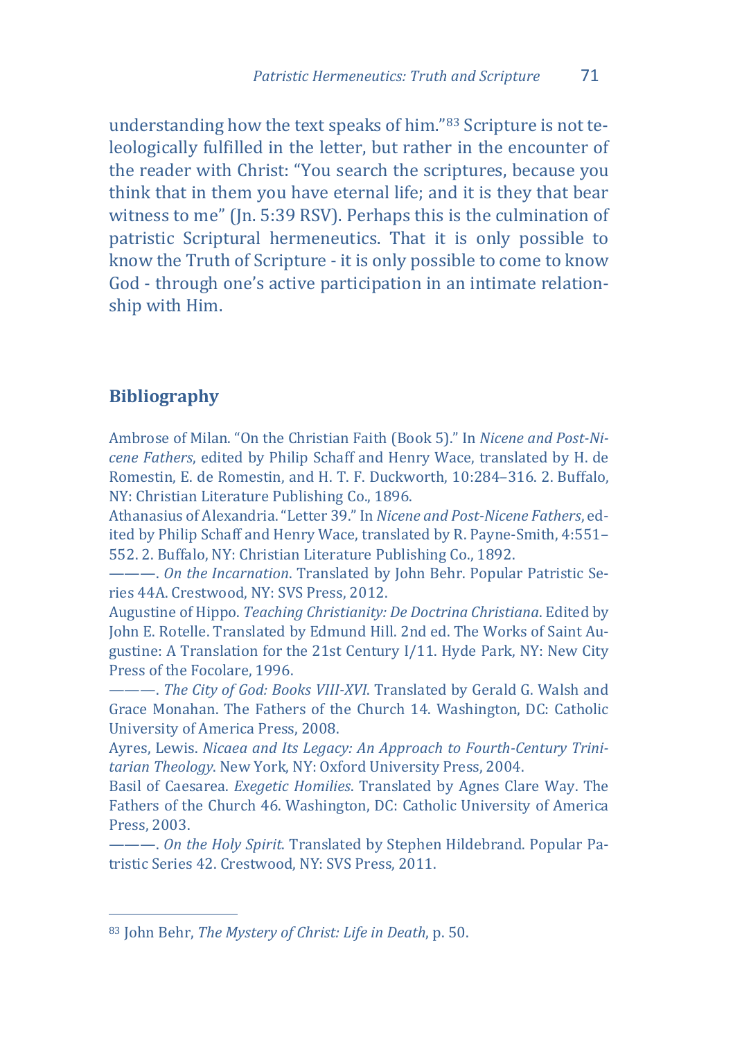understanding how the text speaks of him."[83] Scripture is not teleologically fulfilled in the letter, but rather in the encounter of the reader with Christ: "You search the scriptures, because you think that in them you have eternal life; and it is they that bear witness to me" (Jn. 5:39 RSV). Perhaps this is the culmination of patristic Scriptural hermeneutics. That it is only possible to know the Truth of Scripture - it is only possible to come to know God - through one's active participation in an intimate relationship with Him.

## Bibliography

Ambrose of Milan. "On the Christian Faith (Book 5)." In *Nicene and Post-Nicene Fathers*, edited by Philip Schaff and Henry Wace, translated by H. de Romestin, E. de Romestin, and H. T. F. Duckworth, 10:284–316. 2. Buffalo, NY: Christian Literature Publishing Co., 1896.

Athanasius of Alexandria. "Letter 39." In *Nicene and Post-Nicene Fathers*, edited by Philip Schaff and Henry Wace, translated by R. Payne-Smith, 4:551–552. 2. Buffalo, NY: Christian Literature Publishing Co., 1892.

———. *On the Incarnation*. Translated by John Behr. Popular Patristic Series 44A. Crestwood, NY: SVS Press, 2012.

Augustine of Hippo. *Teaching Christianity: De Doctrina Christiana*. Edited by John E. Rotelle. Translated by Edmund Hill. 2nd ed. The Works of Saint Augustine: A Translation for the 21st Century I/11. Hyde Park, NY: New City Press of the Focolare, 1996.

———. *The City of God: Books VIII-XVI*. Translated by Gerald G. Walsh and Grace Monahan. The Fathers of the Church 14. Washington, DC: Catholic University of America Press, 2008.

Ayres, Lewis. *Nicaea and Its Legacy: An Approach to Fourth-Century Trinitarian Theology*. New York, NY: Oxford University Press, 2004.

Basil of Caesarea. *Exegetic Homilies*. Translated by Agnes Clare Way. The Fathers of the Church 46. Washington, DC: Catholic University of America Press, 2003.

———. *On the Holy Spirit*. Translated by Stephen Hildebrand. Popular Patristic Series 42. Crestwood, NY: SVS Press, 2011.

[83] John Behr, *The Mystery of Christ: Life in Death*, p. 50.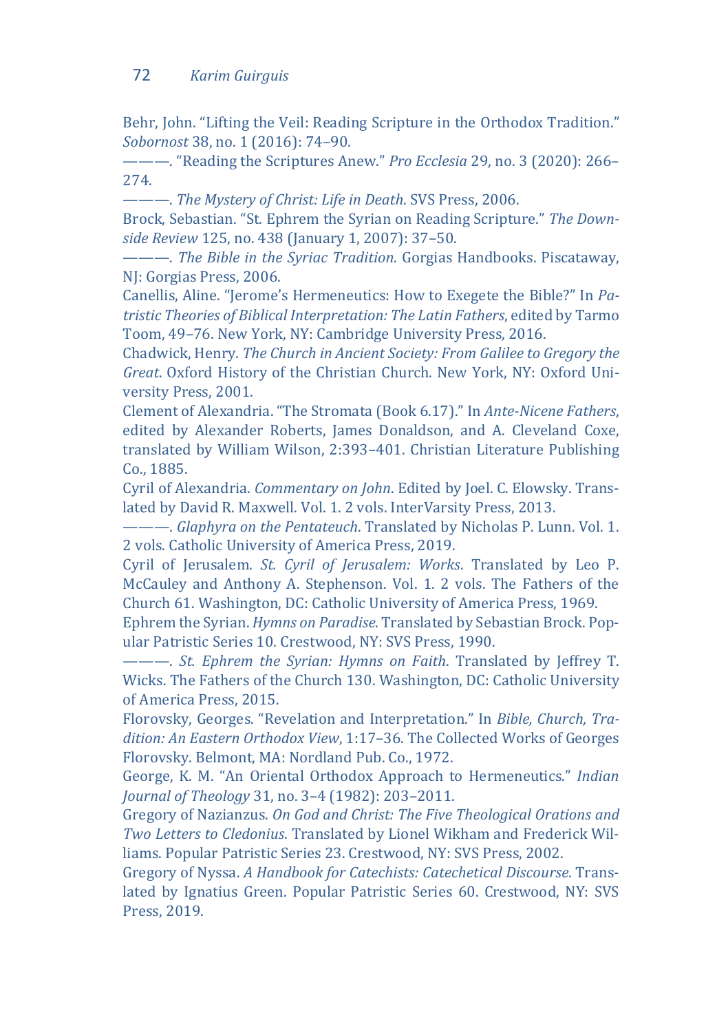Behr, John. "Lifting the Veil: Reading Scripture in the Orthodox Tradition." *Sobornost* 38, no. 1 (2016): 74–90.

———. "Reading the Scriptures Anew." *Pro Ecclesia* 29, no. 3 (2020): 266–274.

———. *The Mystery of Christ: Life in Death*. SVS Press, 2006.

Brock, Sebastian. "St. Ephrem the Syrian on Reading Scripture." *The Downside Review* 125, no. 438 (January 1, 2007): 37–50.

———. *The Bible in the Syriac Tradition*. Gorgias Handbooks. Piscataway, NJ: Gorgias Press, 2006.

Canellis, Aline. "Jerome's Hermeneutics: How to Exegete the Bible?" In *Patristic Theories of Biblical Interpretation: The Latin Fathers*, edited by Tarmo Toom, 49–76. New York, NY: Cambridge University Press, 2016.

Chadwick, Henry. *The Church in Ancient Society: From Galilee to Gregory the Great*. Oxford History of the Christian Church. New York, NY: Oxford University Press, 2001.

Clement of Alexandria. "The Stromata (Book 6.17)." In *Ante-Nicene Fathers*, edited by Alexander Roberts, James Donaldson, and A. Cleveland Coxe, translated by William Wilson, 2:393–401. Christian Literature Publishing Co., 1885.

Cyril of Alexandria. *Commentary on John*. Edited by Joel. C. Elowsky. Translated by David R. Maxwell. Vol. 1. 2 vols. InterVarsity Press, 2013.

———. *Glaphyra on the Pentateuch*. Translated by Nicholas P. Lunn. Vol. 1. 2 vols. Catholic University of America Press, 2019.

Cyril of Jerusalem. *St. Cyril of Jerusalem: Works*. Translated by Leo P. McCauley and Anthony A. Stephenson. Vol. 1. 2 vols. The Fathers of the Church 61. Washington, DC: Catholic University of America Press, 1969.

Ephrem the Syrian. *Hymns on Paradise*. Translated by Sebastian Brock. Popular Patristic Series 10. Crestwood, NY: SVS Press, 1990.

———. *St. Ephrem the Syrian: Hymns on Faith*. Translated by Jeffrey T. Wicks. The Fathers of the Church 130. Washington, DC: Catholic University of America Press, 2015.

Florovsky, Georges. "Revelation and Interpretation." In *Bible, Church, Tradition: An Eastern Orthodox View*, 1:17–36. The Collected Works of Georges Florovsky. Belmont, MA: Nordland Pub. Co., 1972.

George, K. M. "An Oriental Orthodox Approach to Hermeneutics." *Indian Journal of Theology* 31, no. 3–4 (1982): 203–2011.

Gregory of Nazianzus. *On God and Christ: The Five Theological Orations and Two Letters to Cledonius*. Translated by Lionel Wikham and Frederick Williams. Popular Patristic Series 23. Crestwood, NY: SVS Press, 2002.

Gregory of Nyssa. *A Handbook for Catechists: Catechetical Discourse*. Translated by Ignatius Green. Popular Patristic Series 60. Crestwood, NY: SVS Press, 2019.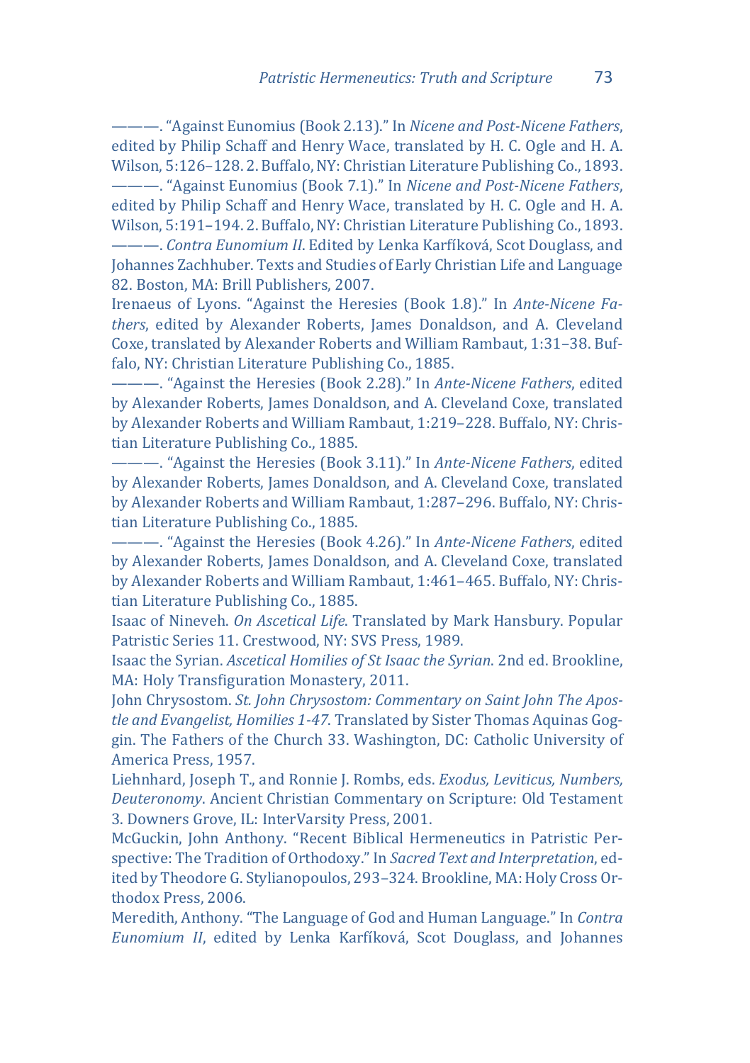———. "Against Eunomius (Book 2.13)." In *Nicene and Post-Nicene Fathers*, edited by Philip Schaff and Henry Wace, translated by H. C. Ogle and H. A. Wilson, 5:126–128. 2. Buffalo, NY: Christian Literature Publishing Co., 1893.

———. "Against Eunomius (Book 7.1)." In *Nicene and Post-Nicene Fathers*, edited by Philip Schaff and Henry Wace, translated by H. C. Ogle and H. A. Wilson, 5:191–194. 2. Buffalo, NY: Christian Literature Publishing Co., 1893.

———. *Contra Eunomium II*. Edited by Lenka Karfíková, Scot Douglass, and Johannes Zachhuber. Texts and Studies of Early Christian Life and Language 82. Boston, MA: Brill Publishers, 2007.

Irenaeus of Lyons. "Against the Heresies (Book 1.8)." In *Ante-Nicene Fathers*, edited by Alexander Roberts, James Donaldson, and A. Cleveland Coxe, translated by Alexander Roberts and William Rambaut, 1:31–38. Buffalo, NY: Christian Literature Publishing Co., 1885.

———. "Against the Heresies (Book 2.28)." In *Ante-Nicene Fathers*, edited by Alexander Roberts, James Donaldson, and A. Cleveland Coxe, translated by Alexander Roberts and William Rambaut, 1:219–228. Buffalo, NY: Christian Literature Publishing Co., 1885.

———. "Against the Heresies (Book 3.11)." In *Ante-Nicene Fathers*, edited by Alexander Roberts, James Donaldson, and A. Cleveland Coxe, translated by Alexander Roberts and William Rambaut, 1:287–296. Buffalo, NY: Christian Literature Publishing Co., 1885.

———. "Against the Heresies (Book 4.26)." In *Ante-Nicene Fathers*, edited by Alexander Roberts, James Donaldson, and A. Cleveland Coxe, translated by Alexander Roberts and William Rambaut, 1:461–465. Buffalo, NY: Christian Literature Publishing Co., 1885.

Isaac of Nineveh. *On Ascetical Life*. Translated by Mark Hansbury. Popular Patristic Series 11. Crestwood, NY: SVS Press, 1989.

Isaac the Syrian. *Ascetical Homilies of St Isaac the Syrian*. 2nd ed. Brookline, MA: Holy Transfiguration Monastery, 2011.

John Chrysostom. *St. John Chrysostom: Commentary on Saint John The Apostle and Evangelist, Homilies 1-47*. Translated by Sister Thomas Aquinas Goggin. The Fathers of the Church 33. Washington, DC: Catholic University of America Press, 1957.

Liehnhard, Joseph T., and Ronnie J. Rombs, eds. *Exodus, Leviticus, Numbers, Deuteronomy*. Ancient Christian Commentary on Scripture: Old Testament 3. Downers Grove, IL: InterVarsity Press, 2001.

McGuckin, John Anthony. "Recent Biblical Hermeneutics in Patristic Perspective: The Tradition of Orthodoxy." In *Sacred Text and Interpretation*, edited by Theodore G. Stylianopoulos, 293–324. Brookline, MA: Holy Cross Orthodox Press, 2006.

Meredith, Anthony. "The Language of God and Human Language." In *Contra Eunomium II*, edited by Lenka Karfíková, Scot Douglass, and Johannes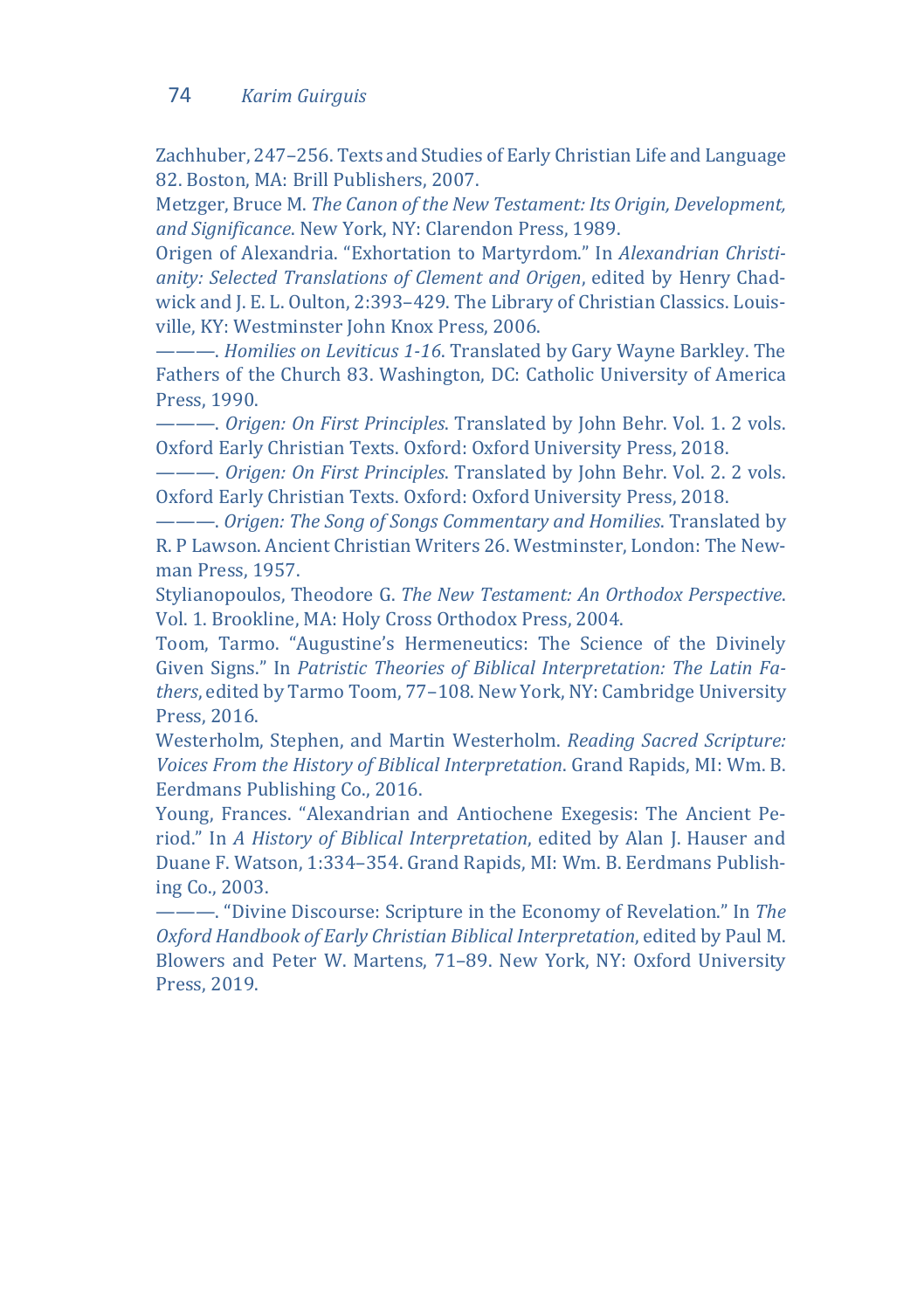Zachhuber, 247–256. Texts and Studies of Early Christian Life and Language 82. Boston, MA: Brill Publishers, 2007.

Metzger, Bruce M. *The Canon of the New Testament: Its Origin, Development, and Significance*. New York, NY: Clarendon Press, 1989.

Origen of Alexandria. "Exhortation to Martyrdom." In *Alexandrian Christianity: Selected Translations of Clement and Origen*, edited by Henry Chadwick and J. E. L. Oulton, 2:393–429. The Library of Christian Classics. Louisville, KY: Westminster John Knox Press, 2006.

———. *Homilies on Leviticus 1-16*. Translated by Gary Wayne Barkley. The Fathers of the Church 83. Washington, DC: Catholic University of America Press, 1990.

———. *Origen: On First Principles*. Translated by John Behr. Vol. 1. 2 vols. Oxford Early Christian Texts. Oxford: Oxford University Press, 2018.

———. *Origen: On First Principles*. Translated by John Behr. Vol. 2. 2 vols. Oxford Early Christian Texts. Oxford: Oxford University Press, 2018.

———. *Origen: The Song of Songs Commentary and Homilies*. Translated by R. P Lawson. Ancient Christian Writers 26. Westminster, London: The Newman Press, 1957.

Stylianopoulos, Theodore G. *The New Testament: An Orthodox Perspective*. Vol. 1. Brookline, MA: Holy Cross Orthodox Press, 2004.

Toom, Tarmo. "Augustine's Hermeneutics: The Science of the Divinely Given Signs." In *Patristic Theories of Biblical Interpretation: The Latin Fathers*, edited by Tarmo Toom, 77–108. New York, NY: Cambridge University Press, 2016.

Westerholm, Stephen, and Martin Westerholm. *Reading Sacred Scripture: Voices From the History of Biblical Interpretation*. Grand Rapids, MI: Wm. B. Eerdmans Publishing Co., 2016.

Young, Frances. "Alexandrian and Antiochene Exegesis: The Ancient Period." In *A History of Biblical Interpretation*, edited by Alan J. Hauser and Duane F. Watson, 1:334–354. Grand Rapids, MI: Wm. B. Eerdmans Publishing Co., 2003.

———. "Divine Discourse: Scripture in the Economy of Revelation." In *The Oxford Handbook of Early Christian Biblical Interpretation*, edited by Paul M. Blowers and Peter W. Martens, 71–89. New York, NY: Oxford University Press, 2019.